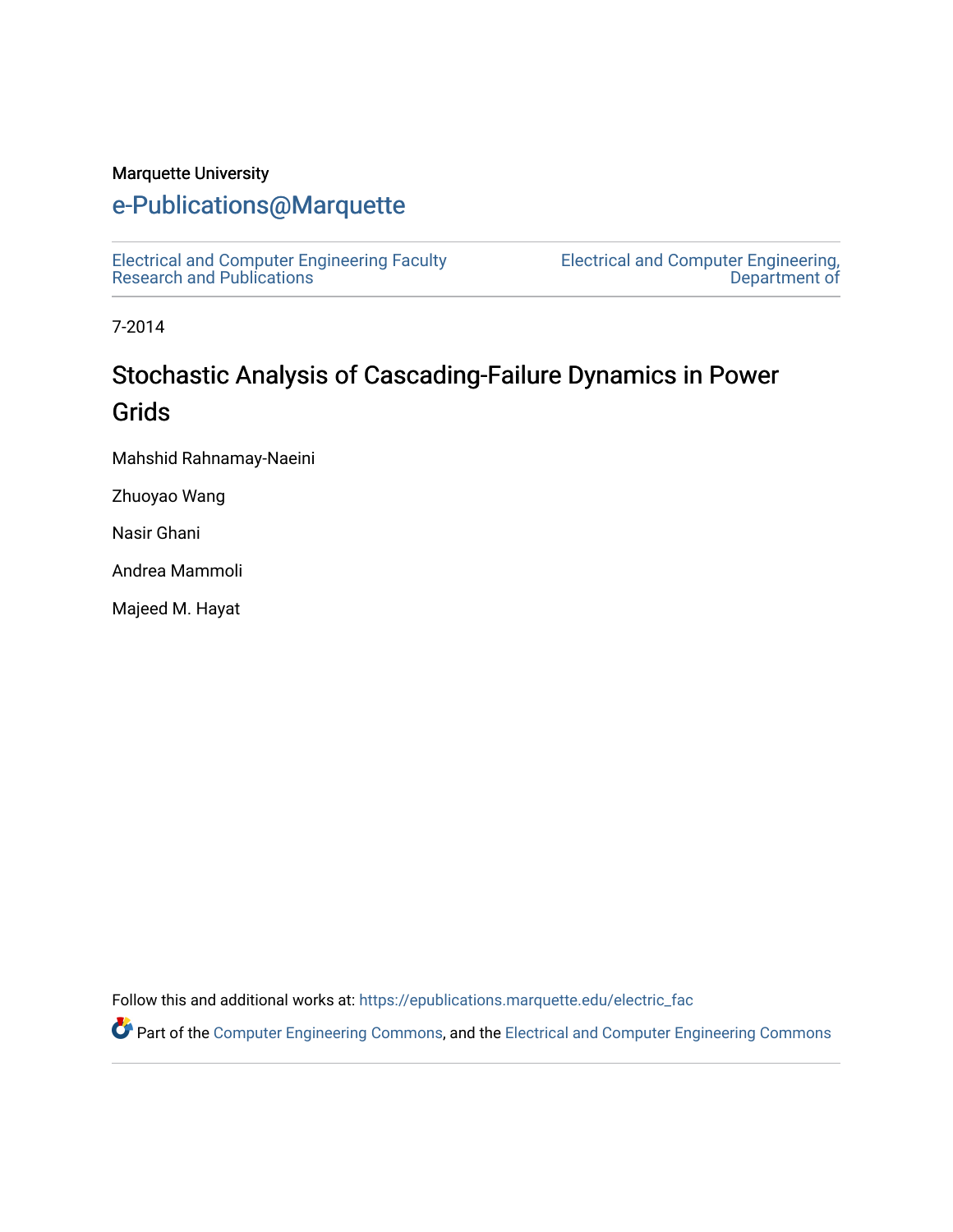Marquette University

# e-Publications@Marquette

Electrical and Computer Engineering Faculty Research and Publications

Electrical and Computer Engineering, Department of

7-2014

## Stochastic Analysis of Cascading-Failure Dynamics in Power Grids

Mahshid Rahnamay-Naeini

Zhuoyao Wang

Nasir Ghani

Andrea Mammoli

Majeed M. Hayat

Follow this and additional works at: https://epublications.marquette.edu/electric_fac

Part of the Computer Engineering Commons, and the Electrical and Computer Engineering Commons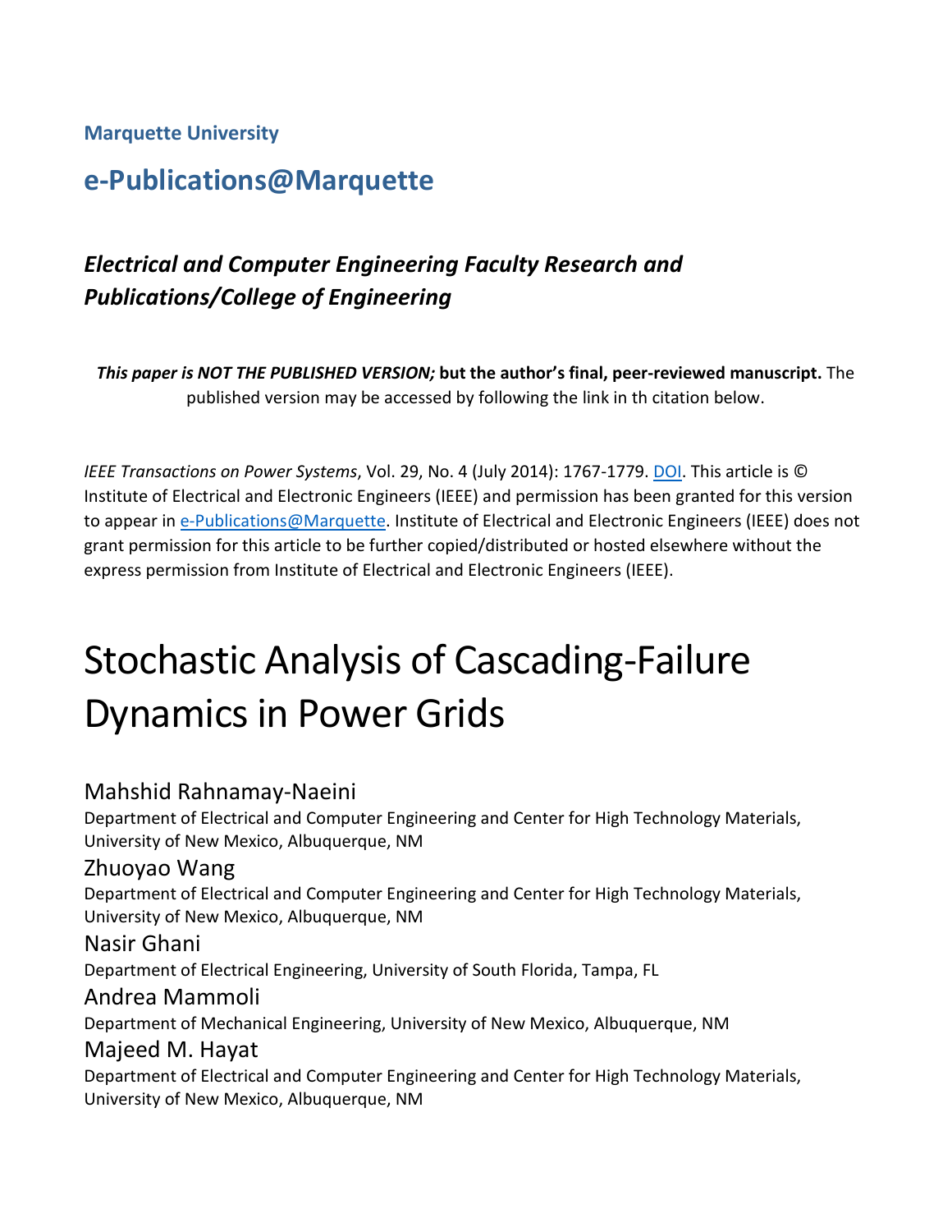**Marquette University**

## e-Publications@Marquette

### *Electrical and Computer Engineering Faculty Research and Publications/College of Engineering*

***This paper is NOT THE PUBLISHED VERSION;*** **but the author's final, peer-reviewed manuscript.** The published version may be accessed by following the link in th citation below.

*IEEE Transactions on Power Systems*, Vol. 29, No. 4 (July 2014): 1767-1779. DOI. This article is © Institute of Electrical and Electronic Engineers (IEEE) and permission has been granted for this version to appear in e-Publications@Marquette. Institute of Electrical and Electronic Engineers (IEEE) does not grant permission for this article to be further copied/distributed or hosted elsewhere without the express permission from Institute of Electrical and Electronic Engineers (IEEE).

# Stochastic Analysis of Cascading-Failure Dynamics in Power Grids

Mahshid Rahnamay-Naeini
Department of Electrical and Computer Engineering and Center for High Technology Materials, University of New Mexico, Albuquerque, NM

Zhuoyao Wang
Department of Electrical and Computer Engineering and Center for High Technology Materials, University of New Mexico, Albuquerque, NM

Nasir Ghani
Department of Electrical Engineering, University of South Florida, Tampa, FL

Andrea Mammoli
Department of Mechanical Engineering, University of New Mexico, Albuquerque, NM

Majeed M. Hayat
Department of Electrical and Computer Engineering and Center for High Technology Materials, University of New Mexico, Albuquerque, NM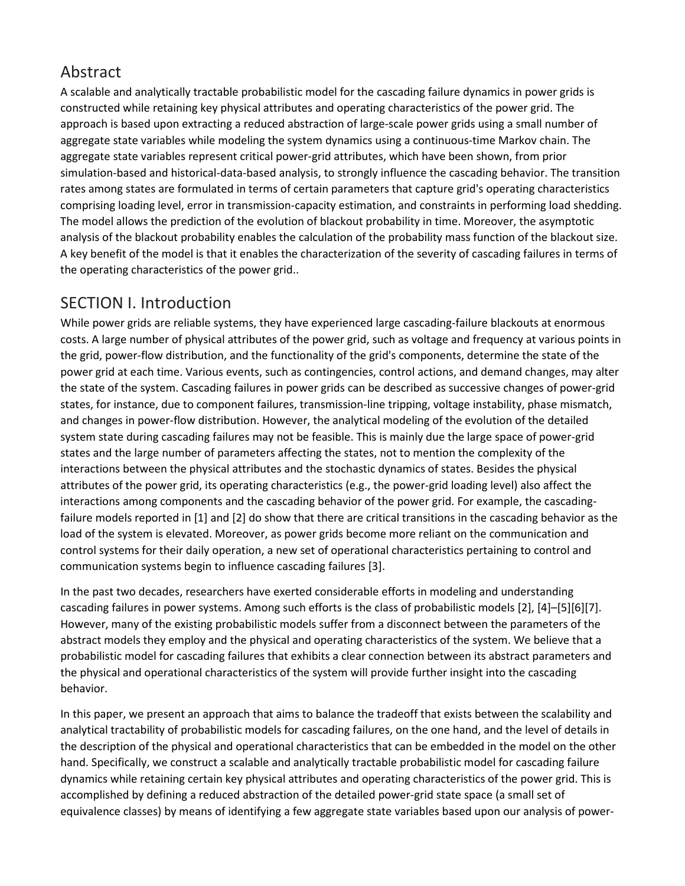## Abstract

A scalable and analytically tractable probabilistic model for the cascading failure dynamics in power grids is constructed while retaining key physical attributes and operating characteristics of the power grid. The approach is based upon extracting a reduced abstraction of large-scale power grids using a small number of aggregate state variables while modeling the system dynamics using a continuous-time Markov chain. The aggregate state variables represent critical power-grid attributes, which have been shown, from prior simulation-based and historical-data-based analysis, to strongly influence the cascading behavior. The transition rates among states are formulated in terms of certain parameters that capture grid's operating characteristics comprising loading level, error in transmission-capacity estimation, and constraints in performing load shedding. The model allows the prediction of the evolution of blackout probability in time. Moreover, the asymptotic analysis of the blackout probability enables the calculation of the probability mass function of the blackout size. A key benefit of the model is that it enables the characterization of the severity of cascading failures in terms of the operating characteristics of the power grid..

## SECTION I. Introduction

While power grids are reliable systems, they have experienced large cascading-failure blackouts at enormous costs. A large number of physical attributes of the power grid, such as voltage and frequency at various points in the grid, power-flow distribution, and the functionality of the grid's components, determine the state of the power grid at each time. Various events, such as contingencies, control actions, and demand changes, may alter the state of the system. Cascading failures in power grids can be described as successive changes of power-grid states, for instance, due to component failures, transmission-line tripping, voltage instability, phase mismatch, and changes in power-flow distribution. However, the analytical modeling of the evolution of the detailed system state during cascading failures may not be feasible. This is mainly due the large space of power-grid states and the large number of parameters affecting the states, not to mention the complexity of the interactions between the physical attributes and the stochastic dynamics of states. Besides the physical attributes of the power grid, its operating characteristics (e.g., the power-grid loading level) also affect the interactions among components and the cascading behavior of the power grid. For example, the cascading-failure models reported in [1] and [2] do show that there are critical transitions in the cascading behavior as the load of the system is elevated. Moreover, as power grids become more reliant on the communication and control systems for their daily operation, a new set of operational characteristics pertaining to control and communication systems begin to influence cascading failures [3].

In the past two decades, researchers have exerted considerable efforts in modeling and understanding cascading failures in power systems. Among such efforts is the class of probabilistic models [2], [4]–[5][6][7]. However, many of the existing probabilistic models suffer from a disconnect between the parameters of the abstract models they employ and the physical and operating characteristics of the system. We believe that a probabilistic model for cascading failures that exhibits a clear connection between its abstract parameters and the physical and operational characteristics of the system will provide further insight into the cascading behavior.

In this paper, we present an approach that aims to balance the tradeoff that exists between the scalability and analytical tractability of probabilistic models for cascading failures, on the one hand, and the level of details in the description of the physical and operational characteristics that can be embedded in the model on the other hand. Specifically, we construct a scalable and analytically tractable probabilistic model for cascading failure dynamics while retaining certain key physical attributes and operating characteristics of the power grid. This is accomplished by defining a reduced abstraction of the detailed power-grid state space (a small set of equivalence classes) by means of identifying a few aggregate state variables based upon our analysis of power-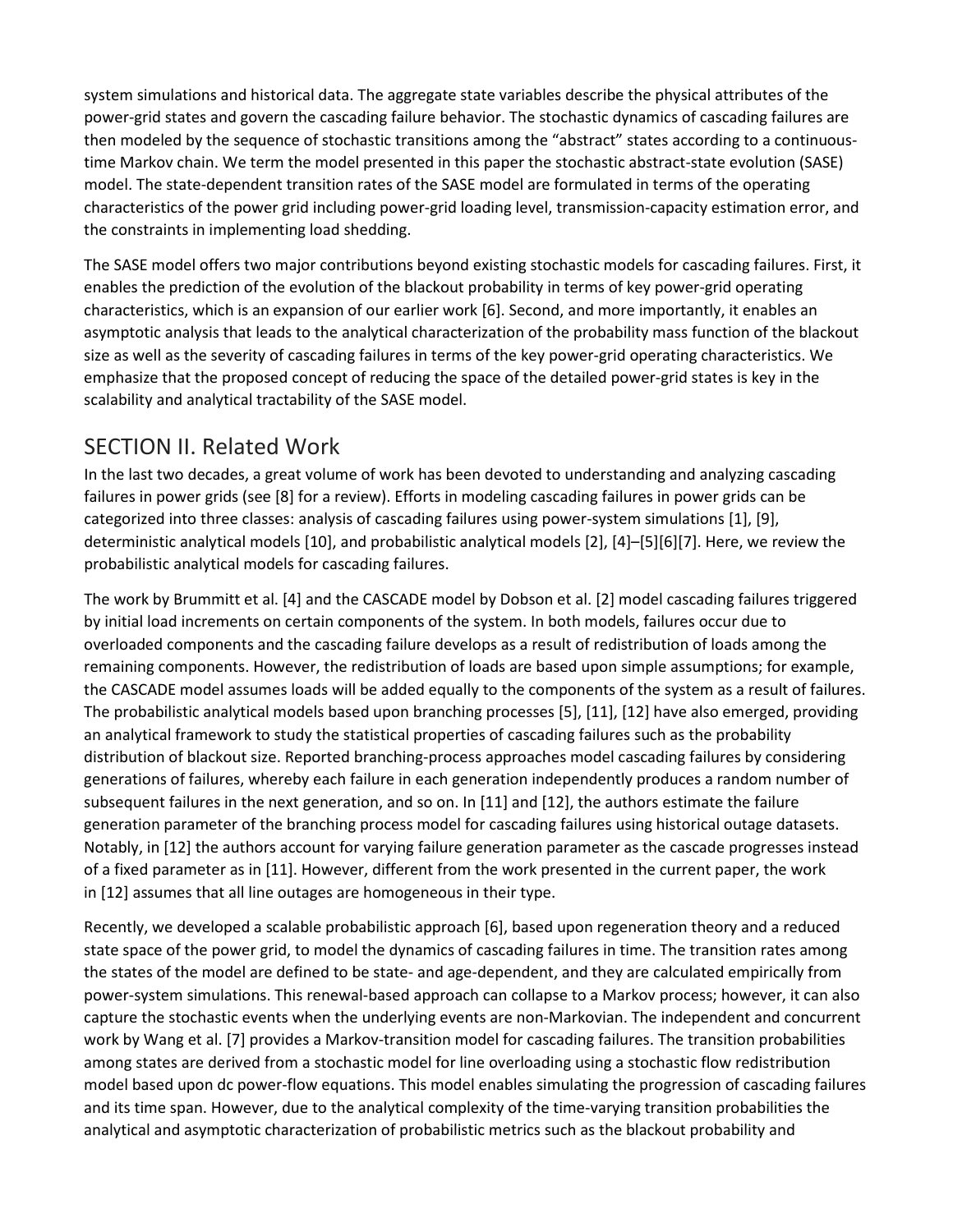system simulations and historical data. The aggregate state variables describe the physical attributes of the power-grid states and govern the cascading failure behavior. The stochastic dynamics of cascading failures are then modeled by the sequence of stochastic transitions among the "abstract" states according to a continuous-time Markov chain. We term the model presented in this paper the stochastic abstract-state evolution (SASE) model. The state-dependent transition rates of the SASE model are formulated in terms of the operating characteristics of the power grid including power-grid loading level, transmission-capacity estimation error, and the constraints in implementing load shedding.

The SASE model offers two major contributions beyond existing stochastic models for cascading failures. First, it enables the prediction of the evolution of the blackout probability in terms of key power-grid operating characteristics, which is an expansion of our earlier work [6]. Second, and more importantly, it enables an asymptotic analysis that leads to the analytical characterization of the probability mass function of the blackout size as well as the severity of cascading failures in terms of the key power-grid operating characteristics. We emphasize that the proposed concept of reducing the space of the detailed power-grid states is key in the scalability and analytical tractability of the SASE model.

## SECTION II. Related Work

In the last two decades, a great volume of work has been devoted to understanding and analyzing cascading failures in power grids (see [8] for a review). Efforts in modeling cascading failures in power grids can be categorized into three classes: analysis of cascading failures using power-system simulations [1], [9], deterministic analytical models [10], and probabilistic analytical models [2], [4]–[5][6][7]. Here, we review the probabilistic analytical models for cascading failures.

The work by Brummitt et al. [4] and the CASCADE model by Dobson et al. [2] model cascading failures triggered by initial load increments on certain components of the system. In both models, failures occur due to overloaded components and the cascading failure develops as a result of redistribution of loads among the remaining components. However, the redistribution of loads are based upon simple assumptions; for example, the CASCADE model assumes loads will be added equally to the components of the system as a result of failures. The probabilistic analytical models based upon branching processes [5], [11], [12] have also emerged, providing an analytical framework to study the statistical properties of cascading failures such as the probability distribution of blackout size. Reported branching-process approaches model cascading failures by considering generations of failures, whereby each failure in each generation independently produces a random number of subsequent failures in the next generation, and so on. In [11] and [12], the authors estimate the failure generation parameter of the branching process model for cascading failures using historical outage datasets. Notably, in [12] the authors account for varying failure generation parameter as the cascade progresses instead of a fixed parameter as in [11]. However, different from the work presented in the current paper, the work in [12] assumes that all line outages are homogeneous in their type.

Recently, we developed a scalable probabilistic approach [6], based upon regeneration theory and a reduced state space of the power grid, to model the dynamics of cascading failures in time. The transition rates among the states of the model are defined to be state- and age-dependent, and they are calculated empirically from power-system simulations. This renewal-based approach can collapse to a Markov process; however, it can also capture the stochastic events when the underlying events are non-Markovian. The independent and concurrent work by Wang et al. [7] provides a Markov-transition model for cascading failures. The transition probabilities among states are derived from a stochastic model for line overloading using a stochastic flow redistribution model based upon dc power-flow equations. This model enables simulating the progression of cascading failures and its time span. However, due to the analytical complexity of the time-varying transition probabilities the analytical and asymptotic characterization of probabilistic metrics such as the blackout probability and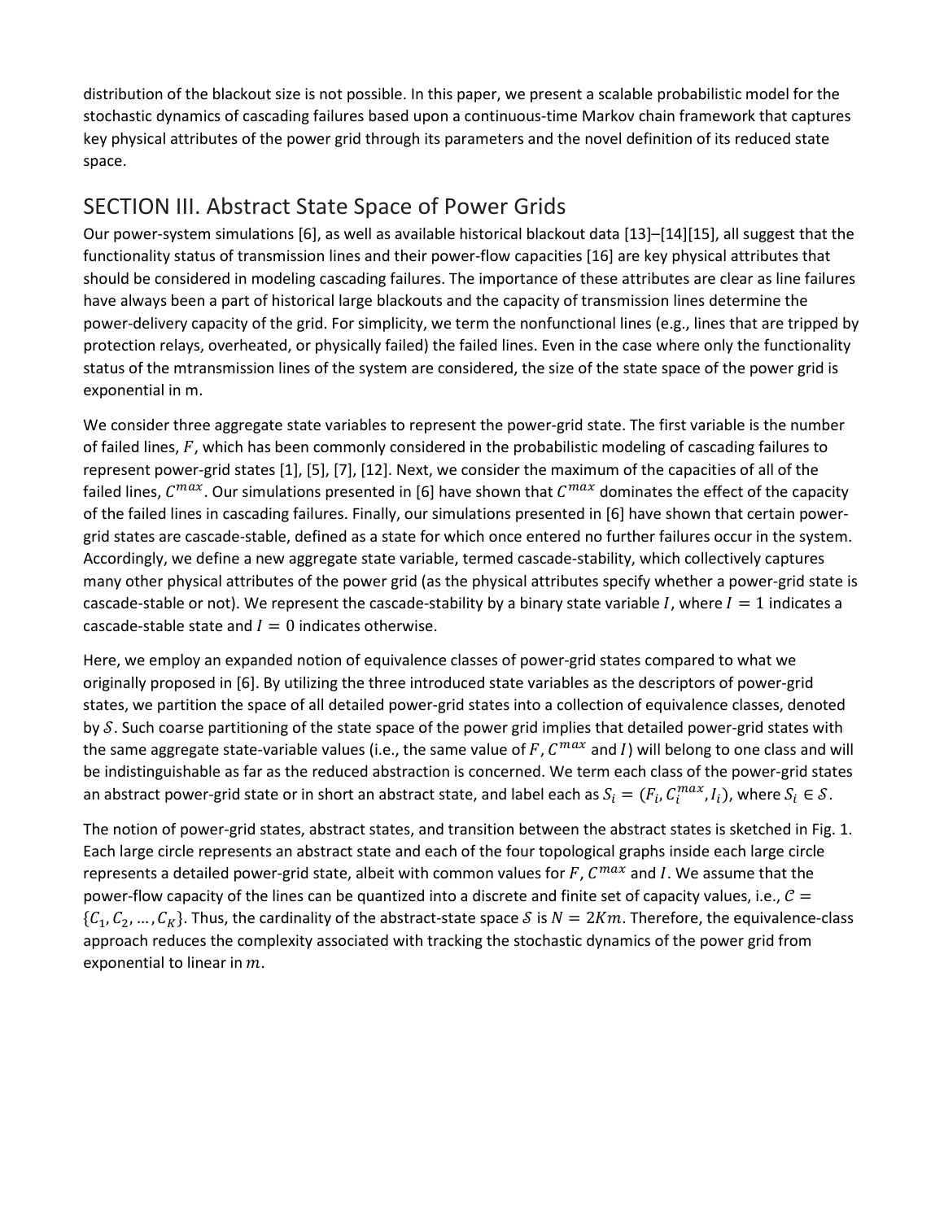distribution of the blackout size is not possible. In this paper, we present a scalable probabilistic model for the stochastic dynamics of cascading failures based upon a continuous-time Markov chain framework that captures key physical attributes of the power grid through its parameters and the novel definition of its reduced state space.

## SECTION III. Abstract State Space of Power Grids

Our power-system simulations [6], as well as available historical blackout data [13]–[14][15], all suggest that the functionality status of transmission lines and their power-flow capacities [16] are key physical attributes that should be considered in modeling cascading failures. The importance of these attributes are clear as line failures have always been a part of historical large blackouts and the capacity of transmission lines determine the power-delivery capacity of the grid. For simplicity, we term the nonfunctional lines (e.g., lines that are tripped by protection relays, overheated, or physically failed) the failed lines. Even in the case where only the functionality status of the mtransmission lines of the system are considered, the size of the state space of the power grid is exponential in m.

We consider three aggregate state variables to represent the power-grid state. The first variable is the number of failed lines, $F$, which has been commonly considered in the probabilistic modeling of cascading failures to represent power-grid states [1], [5], [7], [12]. Next, we consider the maximum of the capacities of all of the failed lines, $C^{max}$. Our simulations presented in [6] have shown that $C^{max}$ dominates the effect of the capacity of the failed lines in cascading failures. Finally, our simulations presented in [6] have shown that certain power-grid states are cascade-stable, defined as a state for which once entered no further failures occur in the system. Accordingly, we define a new aggregate state variable, termed cascade-stability, which collectively captures many other physical attributes of the power grid (as the physical attributes specify whether a power-grid state is cascade-stable or not). We represent the cascade-stability by a binary state variable $I$, where $I = 1$ indicates a cascade-stable state and $I = 0$ indicates otherwise.

Here, we employ an expanded notion of equivalence classes of power-grid states compared to what we originally proposed in [6]. By utilizing the three introduced state variables as the descriptors of power-grid states, we partition the space of all detailed power-grid states into a collection of equivalence classes, denoted by $\mathcal{S}$. Such coarse partitioning of the state space of the power grid implies that detailed power-grid states with the same aggregate state-variable values (i.e., the same value of $F$, $C^{max}$ and $I$) will belong to one class and will be indistinguishable as far as the reduced abstraction is concerned. We term each class of the power-grid states an abstract power-grid state or in short an abstract state, and label each as $S_i = (F_i, C_i^{max}, I_i)$, where $S_i \in \mathcal{S}$.

The notion of power-grid states, abstract states, and transition between the abstract states is sketched in Fig. 1. Each large circle represents an abstract state and each of the four topological graphs inside each large circle represents a detailed power-grid state, albeit with common values for $F$, $C^{max}$ and $I$. We assume that the power-flow capacity of the lines can be quantized into a discrete and finite set of capacity values, i.e., $\mathcal{C} = \{C_1, C_2, \dots, C_K\}$. Thus, the cardinality of the abstract-state space $\mathcal{S}$ is $N = 2Km$. Therefore, the equivalence-class approach reduces the complexity associated with tracking the stochastic dynamics of the power grid from exponential to linear in $m$.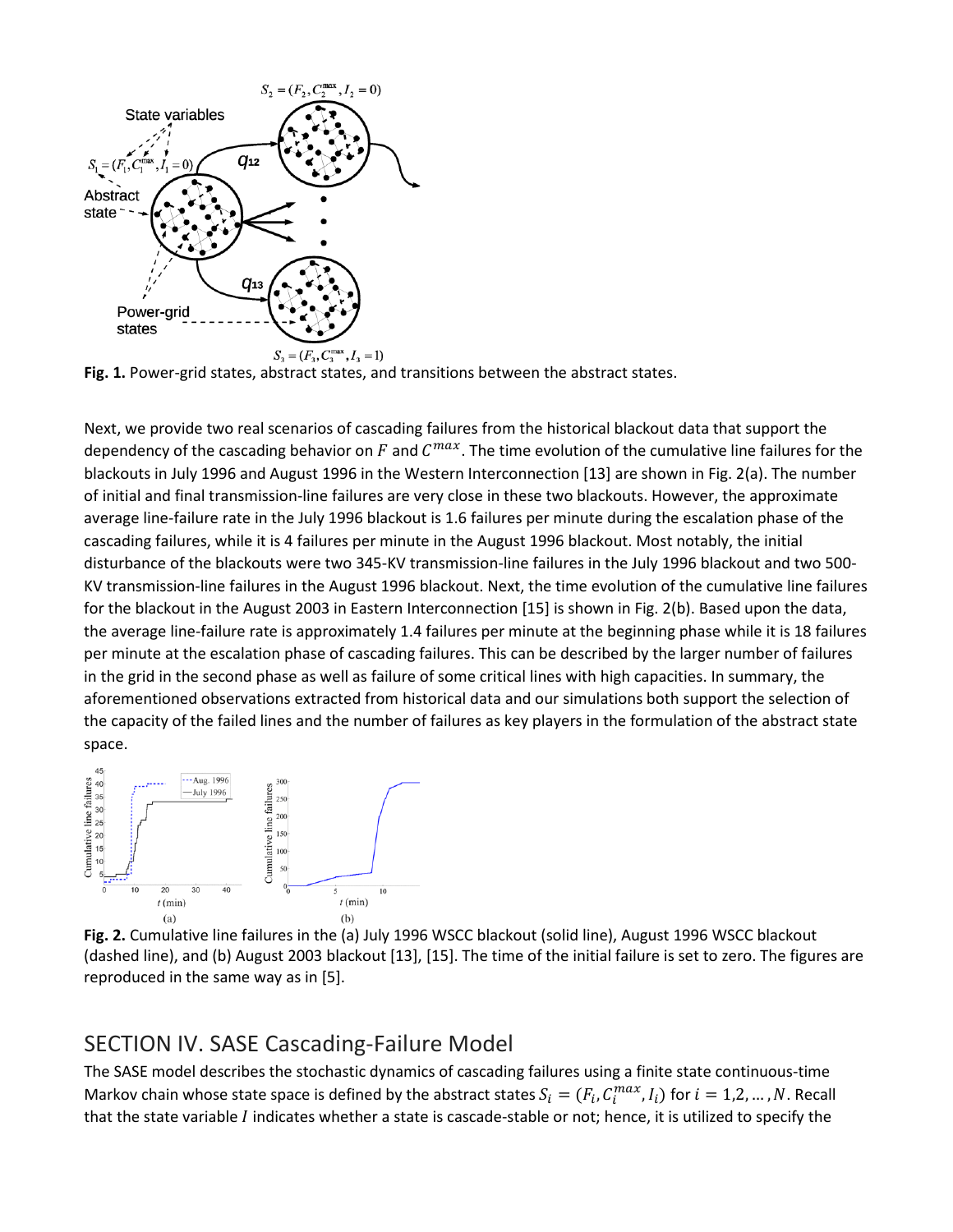**Fig. 1.** Power-grid states, abstract states, and transitions between the abstract states.

Next, we provide two real scenarios of cascading failures from the historical blackout data that support the dependency of the cascading behavior on $F$ and $C^{max}$. The time evolution of the cumulative line failures for the blackouts in July 1996 and August 1996 in the Western Interconnection [13] are shown in Fig. 2(a). The number of initial and final transmission-line failures are very close in these two blackouts. However, the approximate average line-failure rate in the July 1996 blackout is 1.6 failures per minute during the escalation phase of the cascading failures, while it is 4 failures per minute in the August 1996 blackout. Most notably, the initial disturbance of the blackouts were two 345-KV transmission-line failures in the July 1996 blackout and two 500-KV transmission-line failures in the August 1996 blackout. Next, the time evolution of the cumulative line failures for the blackout in the August 2003 in Eastern Interconnection [15] is shown in Fig. 2(b). Based upon the data, the average line-failure rate is approximately 1.4 failures per minute at the beginning phase while it is 18 failures per minute at the escalation phase of cascading failures. This can be described by the larger number of failures in the grid in the second phase as well as failure of some critical lines with high capacities. In summary, the aforementioned observations extracted from historical data and our simulations both support the selection of the capacity of the failed lines and the number of failures as key players in the formulation of the abstract state space.

**Fig. 2.** Cumulative line failures in the (a) July 1996 WSCC blackout (solid line), August 1996 WSCC blackout (dashed line), and (b) August 2003 blackout [13], [15]. The time of the initial failure is set to zero. The figures are reproduced in the same way as in [5].

## SECTION IV. SASE Cascading-Failure Model

The SASE model describes the stochastic dynamics of cascading failures using a finite state continuous-time Markov chain whose state space is defined by the abstract states $S_i = (F_i, C_i^{max}, I_i)$ for $i = 1, 2, \ldots, N$. Recall that the state variable $I$ indicates whether a state is cascade-stable or not; hence, it is utilized to specify the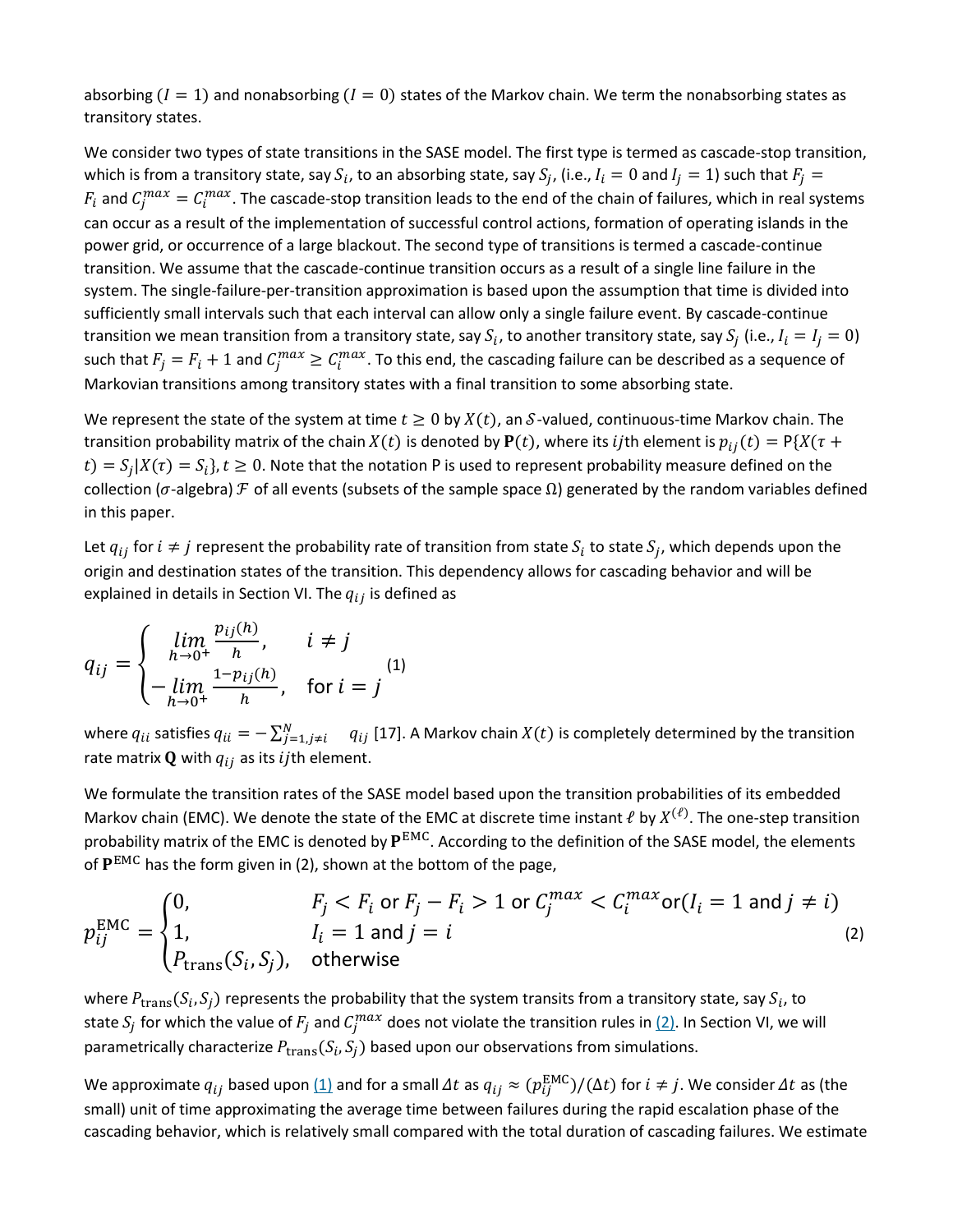absorbing ($I = 1$) and nonabsorbing ($I = 0$) states of the Markov chain. We term the nonabsorbing states as transitory states.

We consider two types of state transitions in the SASE model. The first type is termed as cascade-stop transition, which is from a transitory state, say $S_i$, to an absorbing state, say $S_j$, (i.e., $I_i = 0$ and $I_j = 1$) such that $F_j = F_i$ and $C_j^{max} = C_i^{max}$. The cascade-stop transition leads to the end of the chain of failures, which in real systems can occur as a result of the implementation of successful control actions, formation of operating islands in the power grid, or occurrence of a large blackout. The second type of transitions is termed a cascade-continue transition. We assume that the cascade-continue transition occurs as a result of a single line failure in the system. The single-failure-per-transition approximation is based upon the assumption that time is divided into sufficiently small intervals such that each interval can allow only a single failure event. By cascade-continue transition we mean transition from a transitory state, say $S_i$, to another transitory state, say $S_j$ (i.e., $I_i = I_j = 0$) such that $F_j = F_i + 1$ and $C_j^{max} \geq C_i^{max}$. To this end, the cascading failure can be described as a sequence of Markovian transitions among transitory states with a final transition to some absorbing state.

We represent the state of the system at time $t \geq 0$ by $X(t)$, an $\mathcal{S}$-valued, continuous-time Markov chain. The transition probability matrix of the chain $X(t)$ is denoted by $\mathbf{P}(t)$, where its $ij$th element is $p_{ij}(t) = \mathrm{P}\{X(\tau + t) = S_j | X(\tau) = S_i\}, t \geq 0$. Note that the notation P is used to represent probability measure defined on the collection ($\sigma$-algebra) $\mathcal{F}$ of all events (subsets of the sample space $\Omega$) generated by the random variables defined in this paper.

Let $q_{ij}$ for $i \neq j$ represent the probability rate of transition from state $S_i$ to state $S_j$, which depends upon the origin and destination states of the transition. This dependency allows for cascading behavior and will be explained in details in Section VI. The $q_{ij}$ is defined as

$$q_{ij} = \begin{cases} \lim\limits_{h \to 0^+} \dfrac{p_{ij}(h)}{h}, & i \neq j \\ -\lim\limits_{h \to 0^+} \dfrac{1 - p_{ij}(h)}{h}, & \text{for } i = j \end{cases} \quad (1)$$

where $q_{ii}$ satisfies $q_{ii} = -\sum_{j=1, j \neq i}^{N} q_{ij}$ [17]. A Markov chain $X(t)$ is completely determined by the transition rate matrix $\mathbf{Q}$ with $q_{ij}$ as its $ij$th element.

We formulate the transition rates of the SASE model based upon the transition probabilities of its embedded Markov chain (EMC). We denote the state of the EMC at discrete time instant $\ell$ by $X^{(\ell)}$. The one-step transition probability matrix of the EMC is denoted by $\mathbf{P}^{\text{EMC}}$. According to the definition of the SASE model, the elements of $\mathbf{P}^{\text{EMC}}$ has the form given in (2), shown at the bottom of the page,

$$p_{ij}^{\text{EMC}} = \begin{cases} 0, & F_j < F_i \text{ or } F_j - F_i > 1 \text{ or } C_j^{max} < C_i^{max} \text{or} (I_i = 1 \text{ and } j \neq i) \\ 1, & I_i = 1 \text{ and } j = i \\ P_{\text{trans}}(S_i, S_j), & \text{otherwise} \end{cases} \quad (2)$$

where $P_{\text{trans}}(S_i, S_j)$ represents the probability that the system transits from a transitory state, say $S_i$, to state $S_j$ for which the value of $F_j$ and $C_j^{max}$ does not violate the transition rules in (2). In Section VI, we will parametrically characterize $P_{\text{trans}}(S_i, S_j)$ based upon our observations from simulations.

We approximate $q_{ij}$ based upon (1) and for a small $\Delta t$ as $q_{ij} \approx (p_{ij}^{\text{EMC}})/(\Delta t)$ for $i \neq j$. We consider $\Delta t$ as (the small) unit of time approximating the average time between failures during the rapid escalation phase of the cascading behavior, which is relatively small compared with the total duration of cascading failures. We estimate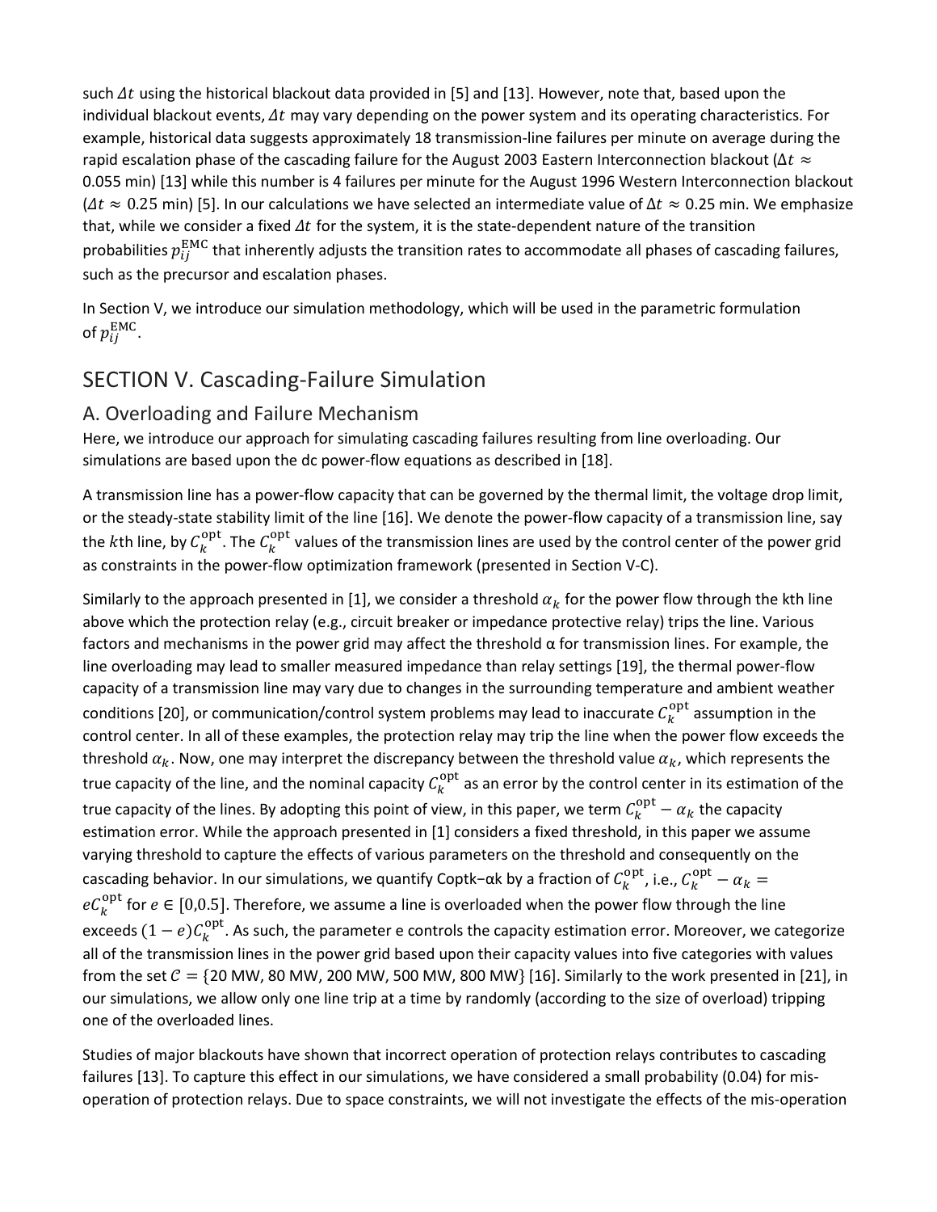such $\Delta t$ using the historical blackout data provided in [5] and [13]. However, note that, based upon the individual blackout events, $\Delta t$ may vary depending on the power system and its operating characteristics. For example, historical data suggests approximately 18 transmission-line failures per minute on average during the rapid escalation phase of the cascading failure for the August 2003 Eastern Interconnection blackout ($\Delta t \approx 0.055$ min) [13] while this number is 4 failures per minute for the August 1996 Western Interconnection blackout ($\Delta t \approx 0.25$ min) [5]. In our calculations we have selected an intermediate value of $\Delta t \approx 0.25$ min. We emphasize that, while we consider a fixed $\Delta t$ for the system, it is the state-dependent nature of the transition probabilities $p_{ij}^{\mathrm{EMC}}$ that inherently adjusts the transition rates to accommodate all phases of cascading failures, such as the precursor and escalation phases.

In Section V, we introduce our simulation methodology, which will be used in the parametric formulation of $p_{ij}^{\mathrm{EMC}}$.

# SECTION V. Cascading-Failure Simulation

## A. Overloading and Failure Mechanism

Here, we introduce our approach for simulating cascading failures resulting from line overloading. Our simulations are based upon the dc power-flow equations as described in [18].

A transmission line has a power-flow capacity that can be governed by the thermal limit, the voltage drop limit, or the steady-state stability limit of the line [16]. We denote the power-flow capacity of a transmission line, say the $k$th line, by $C_k^{\mathrm{opt}}$. The $C_k^{\mathrm{opt}}$ values of the transmission lines are used by the control center of the power grid as constraints in the power-flow optimization framework (presented in Section V-C).

Similarly to the approach presented in [1], we consider a threshold $\alpha_k$ for the power flow through the kth line above which the protection relay (e.g., circuit breaker or impedance protective relay) trips the line. Various factors and mechanisms in the power grid may affect the threshold α for transmission lines. For example, the line overloading may lead to smaller measured impedance than relay settings [19], the thermal power-flow capacity of a transmission line may vary due to changes in the surrounding temperature and ambient weather conditions [20], or communication/control system problems may lead to inaccurate $C_k^{\mathrm{opt}}$ assumption in the control center. In all of these examples, the protection relay may trip the line when the power flow exceeds the threshold $\alpha_k$. Now, one may interpret the discrepancy between the threshold value $\alpha_k$, which represents the true capacity of the line, and the nominal capacity $C_k^{\mathrm{opt}}$ as an error by the control center in its estimation of the true capacity of the lines. By adopting this point of view, in this paper, we term $C_k^{\mathrm{opt}} - \alpha_k$ the capacity estimation error. While the approach presented in [1] considers a fixed threshold, in this paper we assume varying threshold to capture the effects of various parameters on the threshold and consequently on the cascading behavior. In our simulations, we quantify Coptk−αk by a fraction of $C_k^{\mathrm{opt}}$, i.e., $C_k^{\mathrm{opt}} - \alpha_k = eC_k^{\mathrm{opt}}$ for $e \in [0,0.5]$. Therefore, we assume a line is overloaded when the power flow through the line exceeds $(1-e)C_k^{\mathrm{opt}}$. As such, the parameter e controls the capacity estimation error. Moreover, we categorize all of the transmission lines in the power grid based upon their capacity values into five categories with values from the set $\mathcal{C} = \{20\text{ MW}, 80\text{ MW}, 200\text{ MW}, 500\text{ MW}, 800\text{ MW}\}$ [16]. Similarly to the work presented in [21], in our simulations, we allow only one line trip at a time by randomly (according to the size of overload) tripping one of the overloaded lines.

Studies of major blackouts have shown that incorrect operation of protection relays contributes to cascading failures [13]. To capture this effect in our simulations, we have considered a small probability (0.04) for mis-operation of protection relays. Due to space constraints, we will not investigate the effects of the mis-operation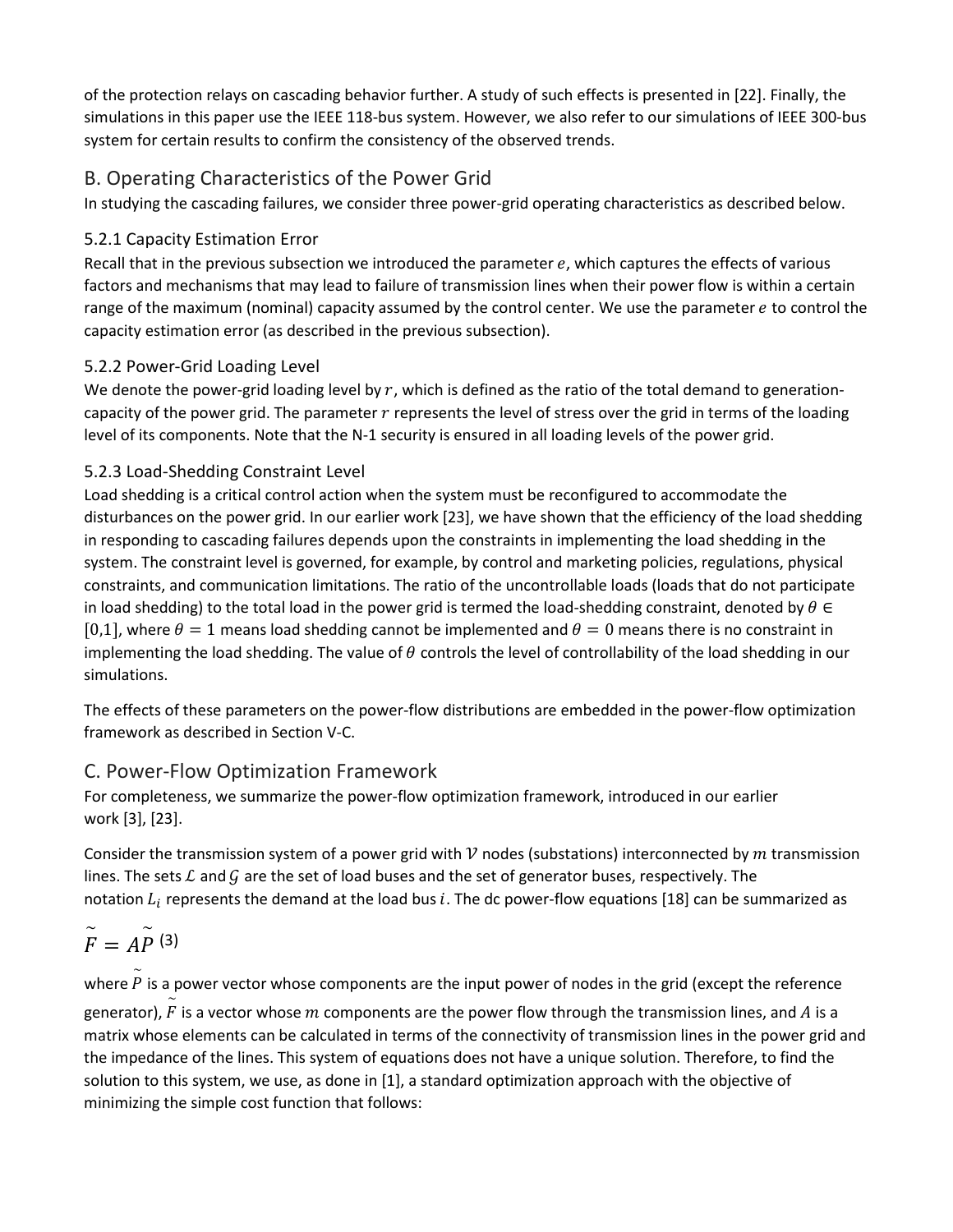of the protection relays on cascading behavior further. A study of such effects is presented in [22]. Finally, the simulations in this paper use the IEEE 118-bus system. However, we also refer to our simulations of IEEE 300-bus system for certain results to confirm the consistency of the observed trends.

## B. Operating Characteristics of the Power Grid

In studying the cascading failures, we consider three power-grid operating characteristics as described below.

### 5.2.1 Capacity Estimation Error

Recall that in the previous subsection we introduced the parameter $e$, which captures the effects of various factors and mechanisms that may lead to failure of transmission lines when their power flow is within a certain range of the maximum (nominal) capacity assumed by the control center. We use the parameter $e$ to control the capacity estimation error (as described in the previous subsection).

### 5.2.2 Power-Grid Loading Level

We denote the power-grid loading level by $r$, which is defined as the ratio of the total demand to generation-capacity of the power grid. The parameter $r$ represents the level of stress over the grid in terms of the loading level of its components. Note that the N-1 security is ensured in all loading levels of the power grid.

### 5.2.3 Load-Shedding Constraint Level

Load shedding is a critical control action when the system must be reconfigured to accommodate the disturbances on the power grid. In our earlier work [23], we have shown that the efficiency of the load shedding in responding to cascading failures depends upon the constraints in implementing the load shedding in the system. The constraint level is governed, for example, by control and marketing policies, regulations, physical constraints, and communication limitations. The ratio of the uncontrollable loads (loads that do not participate in load shedding) to the total load in the power grid is termed the load-shedding constraint, denoted by $\theta \in [0,1]$, where $\theta = 1$ means load shedding cannot be implemented and $\theta = 0$ means there is no constraint in implementing the load shedding. The value of $\theta$ controls the level of controllability of the load shedding in our simulations.

The effects of these parameters on the power-flow distributions are embedded in the power-flow optimization framework as described in Section V-C.

## C. Power-Flow Optimization Framework

For completeness, we summarize the power-flow optimization framework, introduced in our earlier work [3], [23].

Consider the transmission system of a power grid with $\mathcal{V}$ nodes (substations) interconnected by $m$ transmission lines. The sets $\mathcal{L}$ and $\mathcal{G}$ are the set of load buses and the set of generator buses, respectively. The notation $L_i$ represents the demand at the load bus $i$. The dc power-flow equations [18] can be summarized as

$$\tilde{F} = A\tilde{P} \quad (3)$$

where $\tilde{P}$ is a power vector whose components are the input power of nodes in the grid (except the reference generator), $\tilde{F}$ is a vector whose $m$ components are the power flow through the transmission lines, and $A$ is a matrix whose elements can be calculated in terms of the connectivity of transmission lines in the power grid and the impedance of the lines. This system of equations does not have a unique solution. Therefore, to find the solution to this system, we use, as done in [1], a standard optimization approach with the objective of minimizing the simple cost function that follows: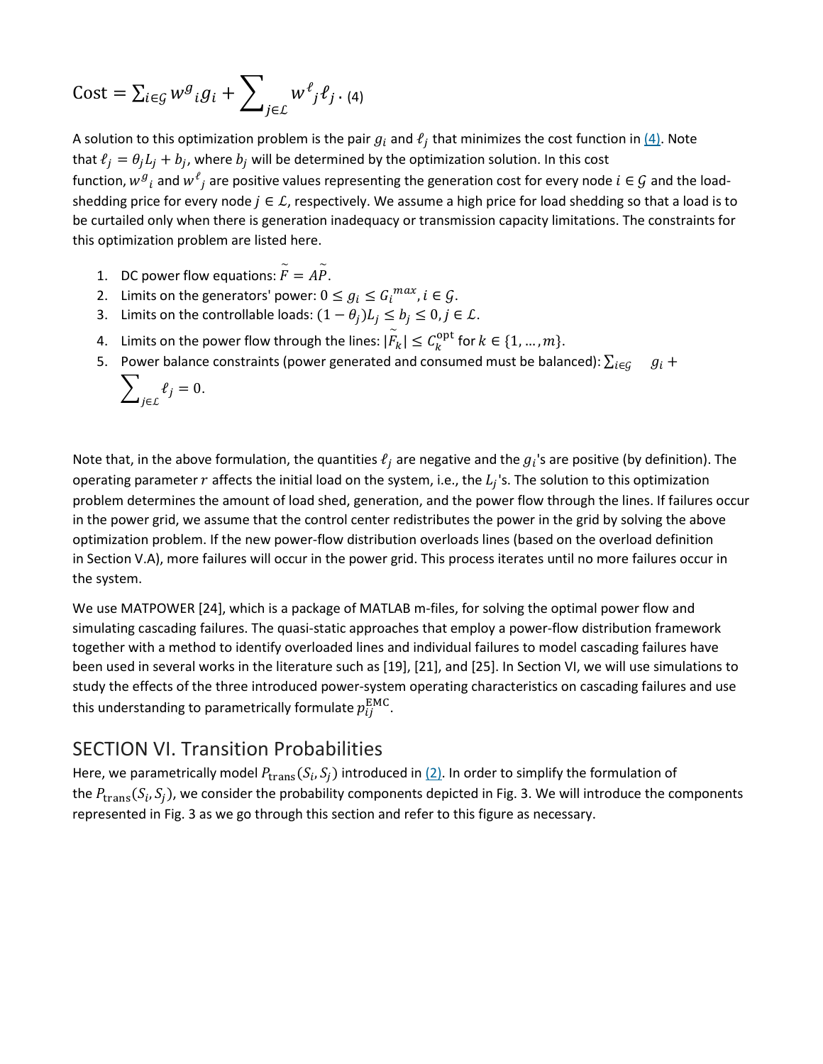$$\text{Cost} = \sum_{i\in\mathcal{G}} w^g{}_i g_i + \sum_{j\in\mathcal{L}} w^\ell{}_j \ell_j. \quad (4)$$

A solution to this optimization problem is the pair $g_i$ and $\ell_j$ that minimizes the cost function in (4). Note that $\ell_j = \theta_j L_j + b_j$, where $b_j$ will be determined by the optimization solution. In this cost function, $w^g{}_i$ and $w^\ell{}_j$ are positive values representing the generation cost for every node $i \in \mathcal{G}$ and the load-shedding price for every node $j \in \mathcal{L}$, respectively. We assume a high price for load shedding so that a load is to be curtailed only when there is generation inadequacy or transmission capacity limitations. The constraints for this optimization problem are listed here.

1. DC power flow equations: $\tilde{F} = A\tilde{P}$.
2. Limits on the generators' power: $0 \le g_i \le G_i{}^{max}, i \in \mathcal{G}$.
3. Limits on the controllable loads: $(1-\theta_j)L_j \le b_j \le 0, j \in \mathcal{L}$.
4. Limits on the power flow through the lines: $|\tilde{F}_k| \le C_k^{\text{opt}}$ for $k \in \{1, \ldots, m\}$.
5. Power balance constraints (power generated and consumed must be balanced): $\sum_{i\in\mathcal{G}} g_i + \sum_{j\in\mathcal{L}} \ell_j = 0$.

Note that, in the above formulation, the quantities $\ell_j$ are negative and the $g_i$'s are positive (by definition). The operating parameter $r$ affects the initial load on the system, i.e., the $L_j$'s. The solution to this optimization problem determines the amount of load shed, generation, and the power flow through the lines. If failures occur in the power grid, we assume that the control center redistributes the power in the grid by solving the above optimization problem. If the new power-flow distribution overloads lines (based on the overload definition in Section V.A), more failures will occur in the power grid. This process iterates until no more failures occur in the system.

We use MATPOWER [24], which is a package of MATLAB m-files, for solving the optimal power flow and simulating cascading failures. The quasi-static approaches that employ a power-flow distribution framework together with a method to identify overloaded lines and individual failures to model cascading failures have been used in several works in the literature such as [19], [21], and [25]. In Section VI, we will use simulations to study the effects of the three introduced power-system operating characteristics on cascading failures and use this understanding to parametrically formulate $p_{ij}^{\text{EMC}}$.

## SECTION VI. Transition Probabilities

Here, we parametrically model $P_{\text{trans}}(S_i, S_j)$ introduced in (2). In order to simplify the formulation of the $P_{\text{trans}}(S_i, S_j)$, we consider the probability components depicted in Fig. 3. We will introduce the components represented in Fig. 3 as we go through this section and refer to this figure as necessary.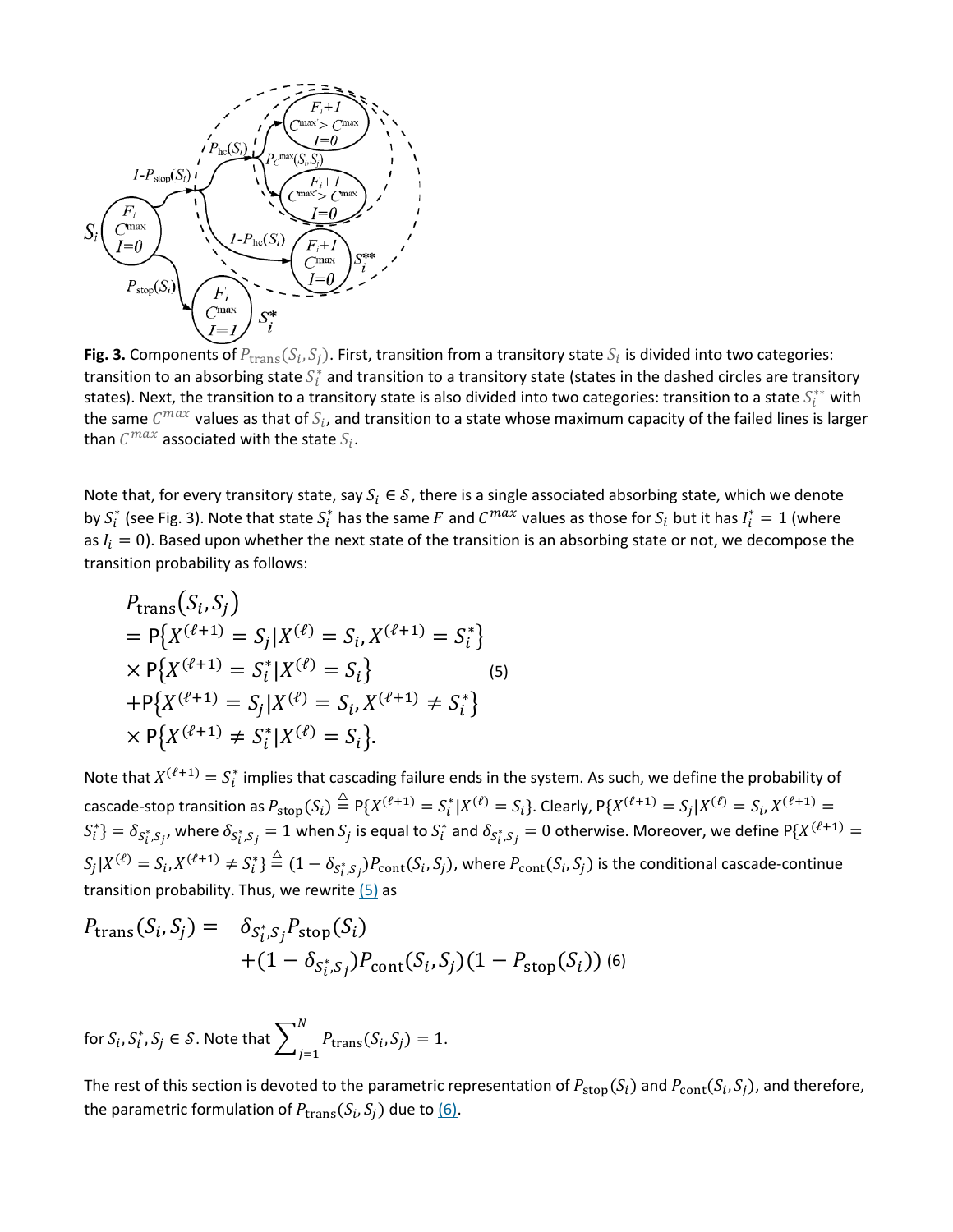**Fig. 3.** Components of $P_{\text{trans}}(S_i, S_j)$. First, transition from a transitory state $S_i$ is divided into two categories: transition to an absorbing state $S_i^*$ and transition to a transitory state (states in the dashed circles are transitory states). Next, the transition to a transitory state is also divided into two categories: transition to a state $S_i^{**}$ with the same $C^{max}$ values as that of $S_i$, and transition to a state whose maximum capacity of the failed lines is larger than $C^{max}$ associated with the state $S_i$.

Note that, for every transitory state, say $S_i \in \mathcal{S}$, there is a single associated absorbing state, which we denote by $S_i^*$ (see Fig. 3). Note that state $S_i^*$ has the same $F$ and $C^{max}$ values as those for $S_i$ but it has $I_i^* = 1$ (where as $I_i = 0$). Based upon whether the next state of the transition is an absorbing state or not, we decompose the transition probability as follows:

$$
\begin{aligned}
&P_{\text{trans}}(S_i, S_j) \\
&= \mathsf{P}\{X^{(\ell+1)} = S_j | X^{(\ell)} = S_i, X^{(\ell+1)} = S_i^*\} \\
&\times \mathsf{P}\{X^{(\ell+1)} = S_i^* | X^{(\ell)} = S_i\} \\
&+ \mathsf{P}\{X^{(\ell+1)} = S_j | X^{(\ell)} = S_i, X^{(\ell+1)} \neq S_i^*\} \\
&\times \mathsf{P}\{X^{(\ell+1)} \neq S_i^* | X^{(\ell)} = S_i\}.
\end{aligned} \tag{5}
$$

Note that $X^{(\ell+1)} = S_i^*$ implies that cascading failure ends in the system. As such, we define the probability of cascade-stop transition as $P_{\text{stop}}(S_i) \triangleq \mathsf{P}\{X^{(\ell+1)} = S_i^* | X^{(\ell)} = S_i\}$. Clearly, $\mathsf{P}\{X^{(\ell+1)} = S_j | X^{(\ell)} = S_i, X^{(\ell+1)} = S_i^*\} = \delta_{S_i^*, S_j}$, where $\delta_{S_i^*, S_j} = 1$ when $S_j$ is equal to $S_i^*$ and $\delta_{S_i^*, S_j} = 0$ otherwise. Moreover, we define $\mathsf{P}\{X^{(\ell+1)} = S_j | X^{(\ell)} = S_i, X^{(\ell+1)} \neq S_i^*\} \triangleq (1 - \delta_{S_i^*, S_j}) P_{\text{cont}}(S_i, S_j)$, where $P_{\text{cont}}(S_i, S_j)$ is the conditional cascade-continue transition probability. Thus, we rewrite (5) as

$$
\begin{aligned}
P_{\text{trans}}(S_i, S_j) = \;& \delta_{S_i^*, S_j} P_{\text{stop}}(S_i) \\
& + (1 - \delta_{S_i^*, S_j}) P_{\text{cont}}(S_i, S_j)(1 - P_{\text{stop}}(S_i))
\end{aligned} \tag{6}
$$

for $S_i, S_i^*, S_j \in \mathcal{S}$. Note that $\sum_{j=1}^{N} P_{\text{trans}}(S_i, S_j) = 1$.

The rest of this section is devoted to the parametric representation of $P_{\text{stop}}(S_i)$ and $P_{\text{cont}}(S_i, S_j)$, and therefore, the parametric formulation of $P_{\text{trans}}(S_i, S_j)$ due to (6).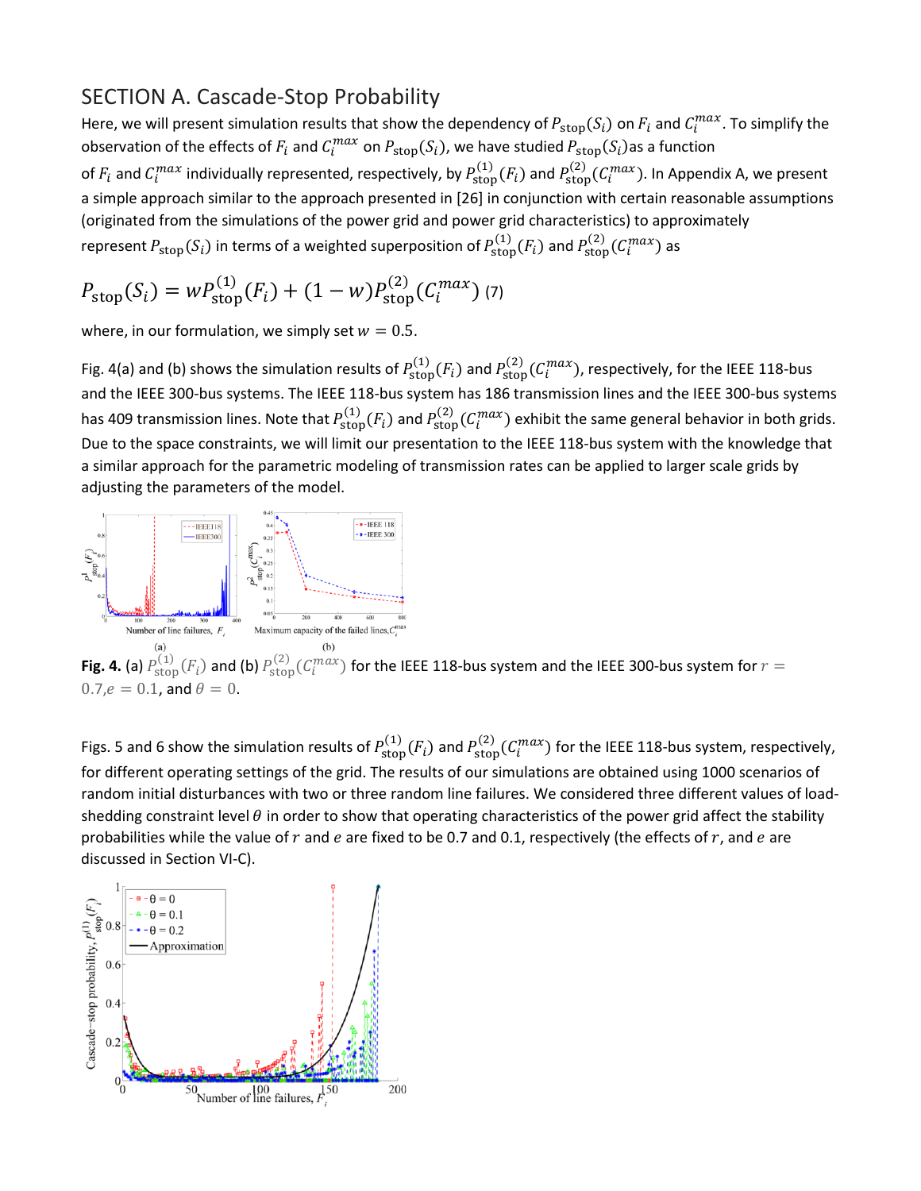## SECTION A. Cascade-Stop Probability

Here, we will present simulation results that show the dependency of $P_{\text{stop}}(S_i)$ on $F_i$ and $C_i^{max}$. To simplify the observation of the effects of $F_i$ and $C_i^{max}$ on $P_{\text{stop}}(S_i)$, we have studied $P_{\text{stop}}(S_i)$ as a function of $F_i$ and $C_i^{max}$ individually represented, respectively, by $P_{\text{stop}}^{(1)}(F_i)$ and $P_{\text{stop}}^{(2)}(C_i^{max})$. In Appendix A, we present a simple approach similar to the approach presented in [26] in conjunction with certain reasonable assumptions (originated from the simulations of the power grid and power grid characteristics) to approximately represent $P_{\text{stop}}(S_i)$ in terms of a weighted superposition of $P_{\text{stop}}^{(1)}(F_i)$ and $P_{\text{stop}}^{(2)}(C_i^{max})$ as

$$P_{\text{stop}}(S_i) = wP_{\text{stop}}^{(1)}(F_i) + (1-w)P_{\text{stop}}^{(2)}(C_i^{max}) \quad (7)$$

where, in our formulation, we simply set $w = 0.5$.

Fig. 4(a) and (b) shows the simulation results of $P_{\text{stop}}^{(1)}(F_i)$ and $P_{\text{stop}}^{(2)}(C_i^{max})$, respectively, for the IEEE 118-bus and the IEEE 300-bus systems. The IEEE 118-bus system has 186 transmission lines and the IEEE 300-bus systems has 409 transmission lines. Note that $P_{\text{stop}}^{(1)}(F_i)$ and $P_{\text{stop}}^{(2)}(C_i^{max})$ exhibit the same general behavior in both grids. Due to the space constraints, we will limit our presentation to the IEEE 118-bus system with the knowledge that a similar approach for the parametric modeling of transmission rates can be applied to larger scale grids by adjusting the parameters of the model.

**Fig. 4.** (a) $P_{\text{stop}}^{(1)}(F_i)$ and (b) $P_{\text{stop}}^{(2)}(C_i^{max})$ for the IEEE 118-bus system and the IEEE 300-bus system for $r = 0.7$, $e = 0.1$, and $\theta = 0$.

Figs. 5 and 6 show the simulation results of $P_{\text{stop}}^{(1)}(F_i)$ and $P_{\text{stop}}^{(2)}(C_i^{max})$ for the IEEE 118-bus system, respectively, for different operating settings of the grid. The results of our simulations are obtained using 1000 scenarios of random initial disturbances with two or three random line failures. We considered three different values of load-shedding constraint level $\theta$ in order to show that operating characteristics of the power grid affect the stability probabilities while the value of $r$ and $e$ are fixed to be 0.7 and 0.1, respectively (the effects of $r$, and $e$ are discussed in Section VI-C).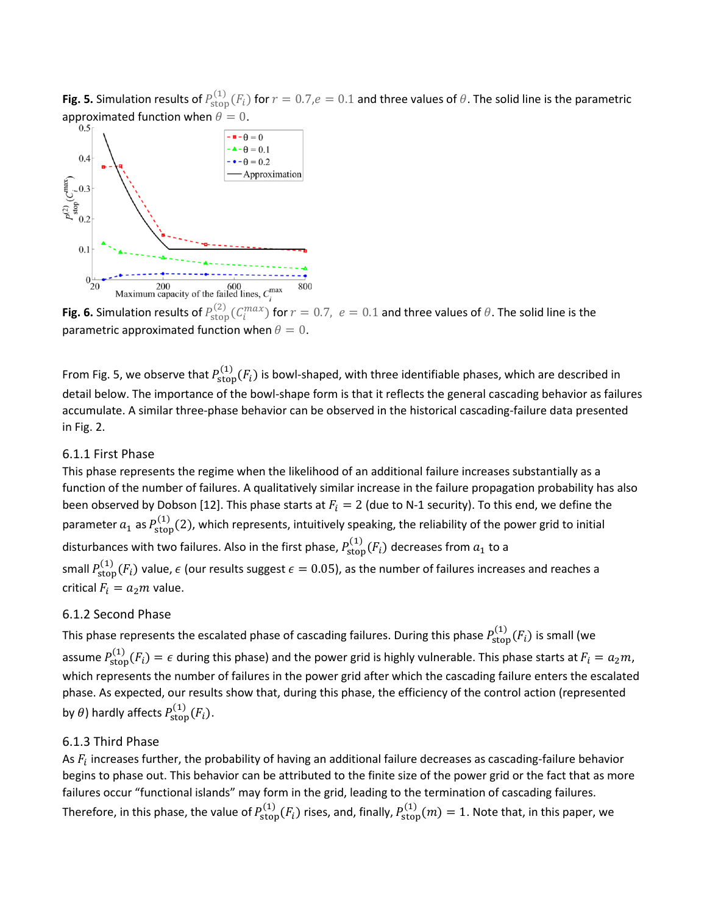**Fig. 5.** Simulation results of $P_{\text{stop}}^{(1)}(F_i)$ for $r = 0.7, e = 0.1$ and three values of $\theta$. The solid line is the parametric approximated function when $\theta = 0$.

**Fig. 6.** Simulation results of $P_{\text{stop}}^{(2)}(C_i^{max})$ for $r = 0.7,\ e = 0.1$ and three values of $\theta$. The solid line is the parametric approximated function when $\theta = 0$.

From Fig. 5, we observe that $P_{\text{stop}}^{(1)}(F_i)$ is bowl-shaped, with three identifiable phases, which are described in detail below. The importance of the bowl-shape form is that it reflects the general cascading behavior as failures accumulate. A similar three-phase behavior can be observed in the historical cascading-failure data presented in Fig. 2.

### 6.1.1 First Phase

This phase represents the regime when the likelihood of an additional failure increases substantially as a function of the number of failures. A qualitatively similar increase in the failure propagation probability has also been observed by Dobson [12]. This phase starts at $F_i = 2$ (due to N-1 security). To this end, we define the parameter $a_1$ as $P_{\text{stop}}^{(1)}(2)$, which represents, intuitively speaking, the reliability of the power grid to initial disturbances with two failures. Also in the first phase, $P_{\text{stop}}^{(1)}(F_i)$ decreases from $a_1$ to a small $P_{\text{stop}}^{(1)}(F_i)$ value, $\epsilon$ (our results suggest $\epsilon = 0.05$), as the number of failures increases and reaches a critical $F_i = a_2 m$ value.

### 6.1.2 Second Phase

This phase represents the escalated phase of cascading failures. During this phase $P_{\text{stop}}^{(1)}(F_i)$ is small (we assume $P_{\text{stop}}^{(1)}(F_i) = \epsilon$ during this phase) and the power grid is highly vulnerable. This phase starts at $F_i = a_2 m$, which represents the number of failures in the power grid after which the cascading failure enters the escalated phase. As expected, our results show that, during this phase, the efficiency of the control action (represented by $\theta$) hardly affects $P_{\text{stop}}^{(1)}(F_i)$.

### 6.1.3 Third Phase

As $F_i$ increases further, the probability of having an additional failure decreases as cascading-failure behavior begins to phase out. This behavior can be attributed to the finite size of the power grid or the fact that as more failures occur "functional islands" may form in the grid, leading to the termination of cascading failures. Therefore, in this phase, the value of $P_{\text{stop}}^{(1)}(F_i)$ rises, and, finally, $P_{\text{stop}}^{(1)}(m) = 1$. Note that, in this paper, we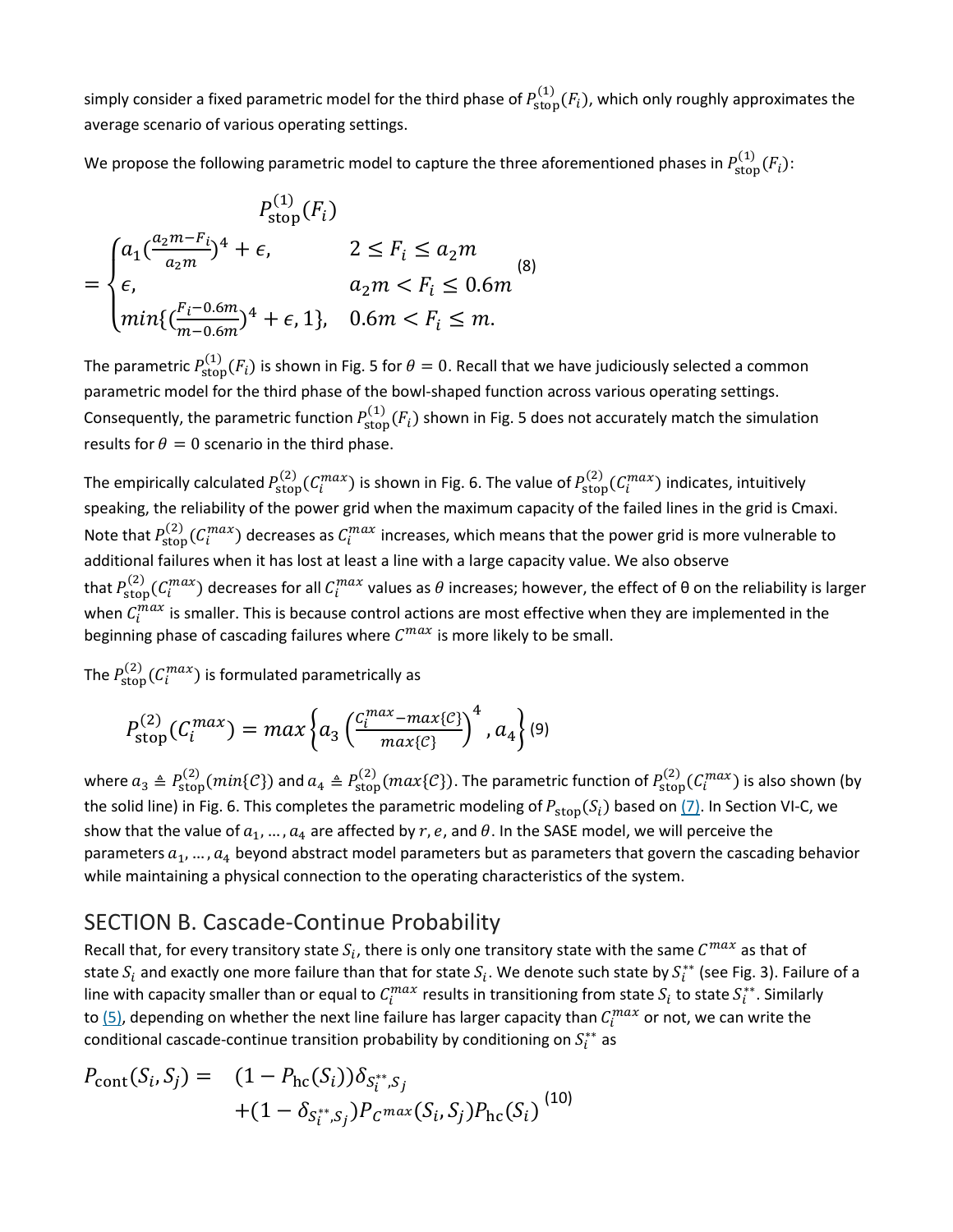simply consider a fixed parametric model for the third phase of $P_{\text{stop}}^{(1)}(F_i)$, which only roughly approximates the average scenario of various operating settings.

We propose the following parametric model to capture the three aforementioned phases in $P_{\text{stop}}^{(1)}(F_i)$:

$$
\begin{aligned}
&P_{\text{stop}}^{(1)}(F_i) \\
&= \begin{cases} a_1\left(\frac{a_2 m - F_i}{a_2 m}\right)^4 + \epsilon, & 2 \le F_i \le a_2 m \\ \epsilon, & a_2 m < F_i \le 0.6m \\ \min\{\left(\frac{F_i - 0.6m}{m - 0.6m}\right)^4 + \epsilon, 1\}, & 0.6m < F_i \le m. \end{cases}
\end{aligned} \tag{8}
$$

The parametric $P_{\text{stop}}^{(1)}(F_i)$ is shown in Fig. 5 for $\theta = 0$. Recall that we have judiciously selected a common parametric model for the third phase of the bowl-shaped function across various operating settings. Consequently, the parametric function $P_{\text{stop}}^{(1)}(F_i)$ shown in Fig. 5 does not accurately match the simulation results for $\theta = 0$ scenario in the third phase.

The empirically calculated $P_{\text{stop}}^{(2)}(C_i^{max})$ is shown in Fig. 6. The value of $P_{\text{stop}}^{(2)}(C_i^{max})$ indicates, intuitively speaking, the reliability of the power grid when the maximum capacity of the failed lines in the grid is Cmaxi. Note that $P_{\text{stop}}^{(2)}(C_i^{max})$ decreases as $C_i^{max}$ increases, which means that the power grid is more vulnerable to additional failures when it has lost at least a line with a large capacity value. We also observe that $P_{\text{stop}}^{(2)}(C_i^{max})$ decreases for all $C_i^{max}$ values as $\theta$ increases; however, the effect of θ on the reliability is larger when $C_i^{max}$ is smaller. This is because control actions are most effective when they are implemented in the beginning phase of cascading failures where $C^{max}$ is more likely to be small.

The $P_{\text{stop}}^{(2)}(C_i^{max})$ is formulated parametrically as

$$
P_{\text{stop}}^{(2)}(C_i^{max}) = max\left\{a_3\left(\frac{C_i^{max} - max\{\mathcal{C}\}}{max\{\mathcal{C}\}}\right)^4, a_4\right\} \tag{9}
$$

where $a_3 \triangleq P_{\text{stop}}^{(2)}(min\{\mathcal{C}\})$ and $a_4 \triangleq P_{\text{stop}}^{(2)}(max\{\mathcal{C}\})$. The parametric function of $P_{\text{stop}}^{(2)}(C_i^{max})$ is also shown (by the solid line) in Fig. 6. This completes the parametric modeling of $P_{\text{stop}}(S_i)$ based on (7). In Section VI-C, we show that the value of $a_1, \ldots, a_4$ are affected by $r$, $e$, and $\theta$. In the SASE model, we will perceive the parameters $a_1, \ldots, a_4$ beyond abstract model parameters but as parameters that govern the cascading behavior while maintaining a physical connection to the operating characteristics of the system.

## SECTION B. Cascade-Continue Probability

Recall that, for every transitory state $S_i$, there is only one transitory state with the same $C^{max}$ as that of state $S_i$ and exactly one more failure than that for state $S_i$. We denote such state by $S_i^{**}$ (see Fig. 3). Failure of a line with capacity smaller than or equal to $C_i^{max}$ results in transitioning from state $S_i$ to state $S_i^{**}$. Similarly to (5), depending on whether the next line failure has larger capacity than $C_i^{max}$ or not, we can write the conditional cascade-continue transition probability by conditioning on $S_i^{**}$ as

$$
\begin{aligned}
P_{\text{cont}}(S_i, S_j) = \quad & (1 - P_{\text{hc}}(S_i))\delta_{S_i^{**}, S_j} \\
& + (1 - \delta_{S_i^{**}, S_j}) P_{C^{max}}(S_i, S_j) P_{\text{hc}}(S_i)
\end{aligned} \tag{10}
$$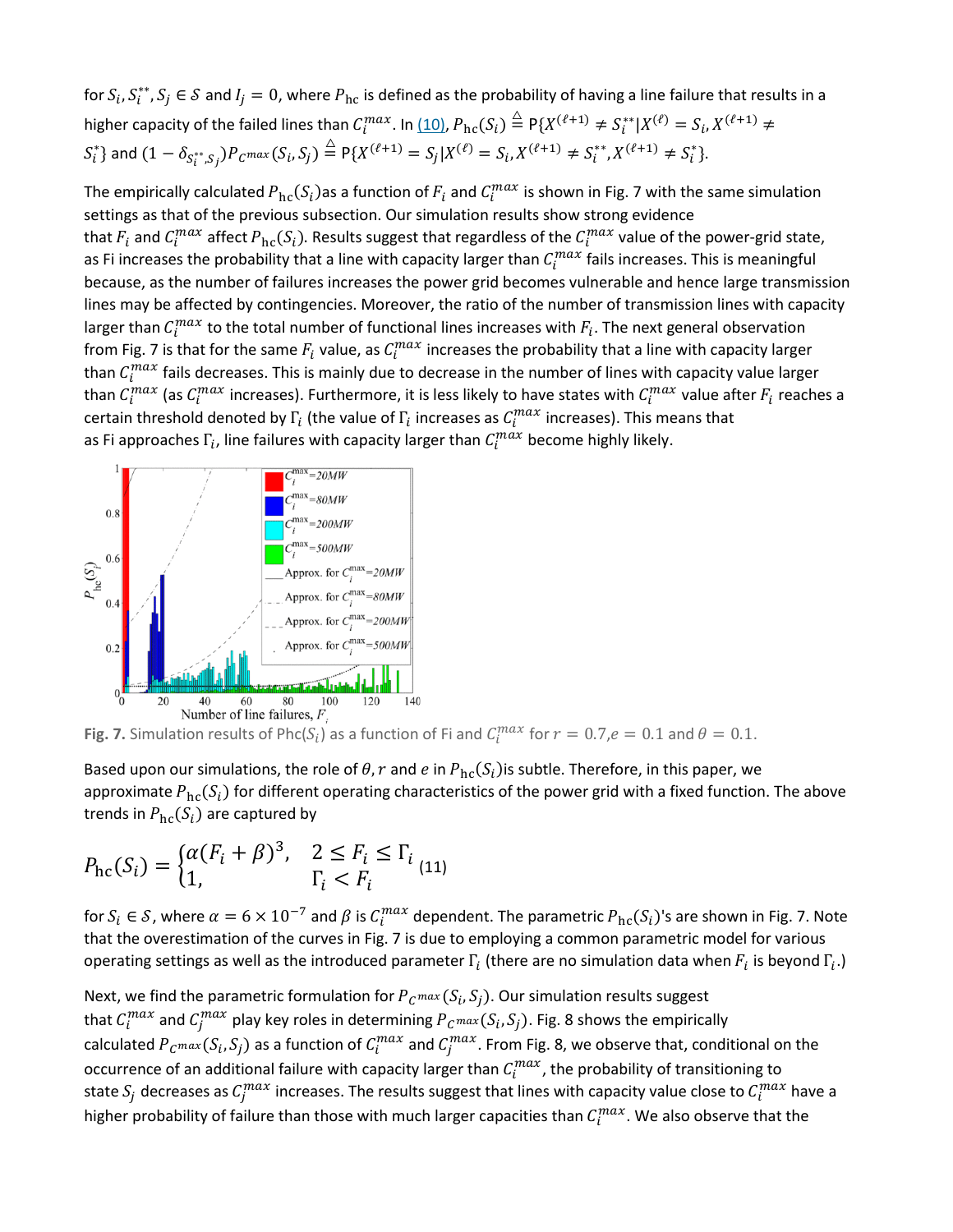for $S_i, S_i^{**}, S_j \in \mathcal{S}$ and $I_j = 0$, where $P_{\mathrm{hc}}$ is defined as the probability of having a line failure that results in a higher capacity of the failed lines than $C_i^{max}$. In (10), $P_{\mathrm{hc}}(S_i) \triangleq \mathrm{P}\{X^{(\ell+1)} \neq S_i^{**} | X^{(\ell)} = S_i, X^{(\ell+1)} \neq S_i^{*}\}$ and $(1 - \delta_{S_i^{**}, S_j}) P_{C^{max}}(S_i, S_j) \triangleq \mathrm{P}\{X^{(\ell+1)} = S_j | X^{(\ell)} = S_i, X^{(\ell+1)} \neq S_i^{**}, X^{(\ell+1)} \neq S_i^{*}\}$.

The empirically calculated $P_{\mathrm{hc}}(S_i)$ as a function of $F_i$ and $C_i^{max}$ is shown in Fig. 7 with the same simulation settings as that of the previous subsection. Our simulation results show strong evidence that $F_i$ and $C_i^{max}$ affect $P_{\mathrm{hc}}(S_i)$. Results suggest that regardless of the $C_i^{max}$ value of the power-grid state, as Fi increases the probability that a line with capacity larger than $C_i^{max}$ fails increases. This is meaningful because, as the number of failures increases the power grid becomes vulnerable and hence large transmission lines may be affected by contingencies. Moreover, the ratio of the number of transmission lines with capacity larger than $C_i^{max}$ to the total number of functional lines increases with $F_i$. The next general observation from Fig. 7 is that for the same $F_i$ value, as $C_i^{max}$ increases the probability that a line with capacity larger than $C_i^{max}$ fails decreases. This is mainly due to decrease in the number of lines with capacity value larger than $C_i^{max}$ (as $C_i^{max}$ increases). Furthermore, it is less likely to have states with $C_i^{max}$ value after $F_i$ reaches a certain threshold denoted by $\Gamma_i$ (the value of $\Gamma_i$ increases as $C_i^{max}$ increases). This means that as Fi approaches $\Gamma_i$, line failures with capacity larger than $C_i^{max}$ become highly likely.

**Fig. 7.** Simulation results of Phc($S_i$) as a function of Fi and $C_i^{max}$ for $r = 0.7$, $e = 0.1$ and $\theta = 0.1$.

Based upon our simulations, the role of $\theta$, $r$ and $e$ in $P_{\mathrm{hc}}(S_i)$ is subtle. Therefore, in this paper, we approximate $P_{\mathrm{hc}}(S_i)$ for different operating characteristics of the power grid with a fixed function. The above trends in $P_{\mathrm{hc}}(S_i)$ are captured by

$$P_{\mathrm{hc}}(S_i) = \begin{cases} \alpha(F_i + \beta)^3, & 2 \leq F_i \leq \Gamma_i \\ 1, & \Gamma_i < F_i \end{cases} \quad (11)$$

for $S_i \in \mathcal{S}$, where $\alpha = 6 \times 10^{-7}$ and $\beta$ is $C_i^{max}$ dependent. The parametric $P_{\mathrm{hc}}(S_i)$'s are shown in Fig. 7. Note that the overestimation of the curves in Fig. 7 is due to employing a common parametric model for various operating settings as well as the introduced parameter $\Gamma_i$ (there are no simulation data when $F_i$ is beyond $\Gamma_i$.)

Next, we find the parametric formulation for $P_{C^{max}}(S_i, S_j)$. Our simulation results suggest that $C_i^{max}$ and $C_j^{max}$ play key roles in determining $P_{C^{max}}(S_i, S_j)$. Fig. 8 shows the empirically calculated $P_{C^{max}}(S_i, S_j)$ as a function of $C_i^{max}$ and $C_j^{max}$. From Fig. 8, we observe that, conditional on the occurrence of an additional failure with capacity larger than $C_i^{max}$, the probability of transitioning to state $S_j$ decreases as $C_j^{max}$ increases. The results suggest that lines with capacity value close to $C_i^{max}$ have a higher probability of failure than those with much larger capacities than $C_i^{max}$. We also observe that the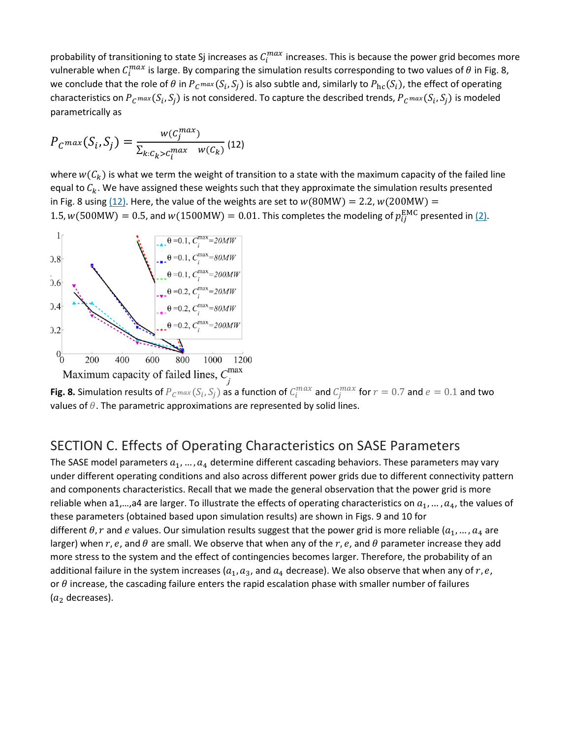probability of transitioning to state Sj increases as $C_i^{max}$ increases. This is because the power grid becomes more vulnerable when $C_i^{max}$ is large. By comparing the simulation results corresponding to two values of $\theta$ in Fig. 8, we conclude that the role of $\theta$ in $P_{C^{max}}(S_i, S_j)$ is also subtle and, similarly to $P_{\text{hc}}(S_i)$, the effect of operating characteristics on $P_{C^{max}}(S_i, S_j)$ is not considered. To capture the described trends, $P_{C^{max}}(S_i, S_j)$ is modeled parametrically as

$$P_{C^{max}}(S_i, S_j) = \frac{w(C_j^{max})}{\sum_{k:C_k > C_i^{max}} w(C_k)} \quad (12)$$

where $w(C_k)$ is what we term the weight of transition to a state with the maximum capacity of the failed line equal to $C_k$. We have assigned these weights such that they approximate the simulation results presented in Fig. 8 using (12). Here, the value of the weights are set to $w(80\text{MW}) = 2.2$, $w(200\text{MW}) = 1.5$, $w(500\text{MW}) = 0.5$, and $w(1500\text{MW}) = 0.01$. This completes the modeling of $p_{ij}^{\text{EMC}}$ presented in (2).

**Fig. 8.** Simulation results of $P_{C^{max}}(S_i, S_j)$ as a function of $C_i^{max}$ and $C_j^{max}$ for $r = 0.7$ and $e = 0.1$ and two values of $\theta$. The parametric approximations are represented by solid lines.

## SECTION C. Effects of Operating Characteristics on SASE Parameters

The SASE model parameters $a_1, \ldots, a_4$ determine different cascading behaviors. These parameters may vary under different operating conditions and also across different power grids due to different connectivity pattern and components characteristics. Recall that we made the general observation that the power grid is more reliable when a1,…,a4 are larger. To illustrate the effects of operating characteristics on $a_1, \ldots, a_4$, the values of these parameters (obtained based upon simulation results) are shown in Figs. 9 and 10 for different $\theta, r$ and $e$ values. Our simulation results suggest that the power grid is more reliable ($a_1, \ldots, a_4$ are larger) when $r$, $e$, and $\theta$ are small. We observe that when any of the $r$, $e$, and $\theta$ parameter increase they add more stress to the system and the effect of contingencies becomes larger. Therefore, the probability of an additional failure in the system increases ($a_1, a_3$, and $a_4$ decrease). We also observe that when any of $r$, $e$, or $\theta$ increase, the cascading failure enters the rapid escalation phase with smaller number of failures ($a_2$ decreases).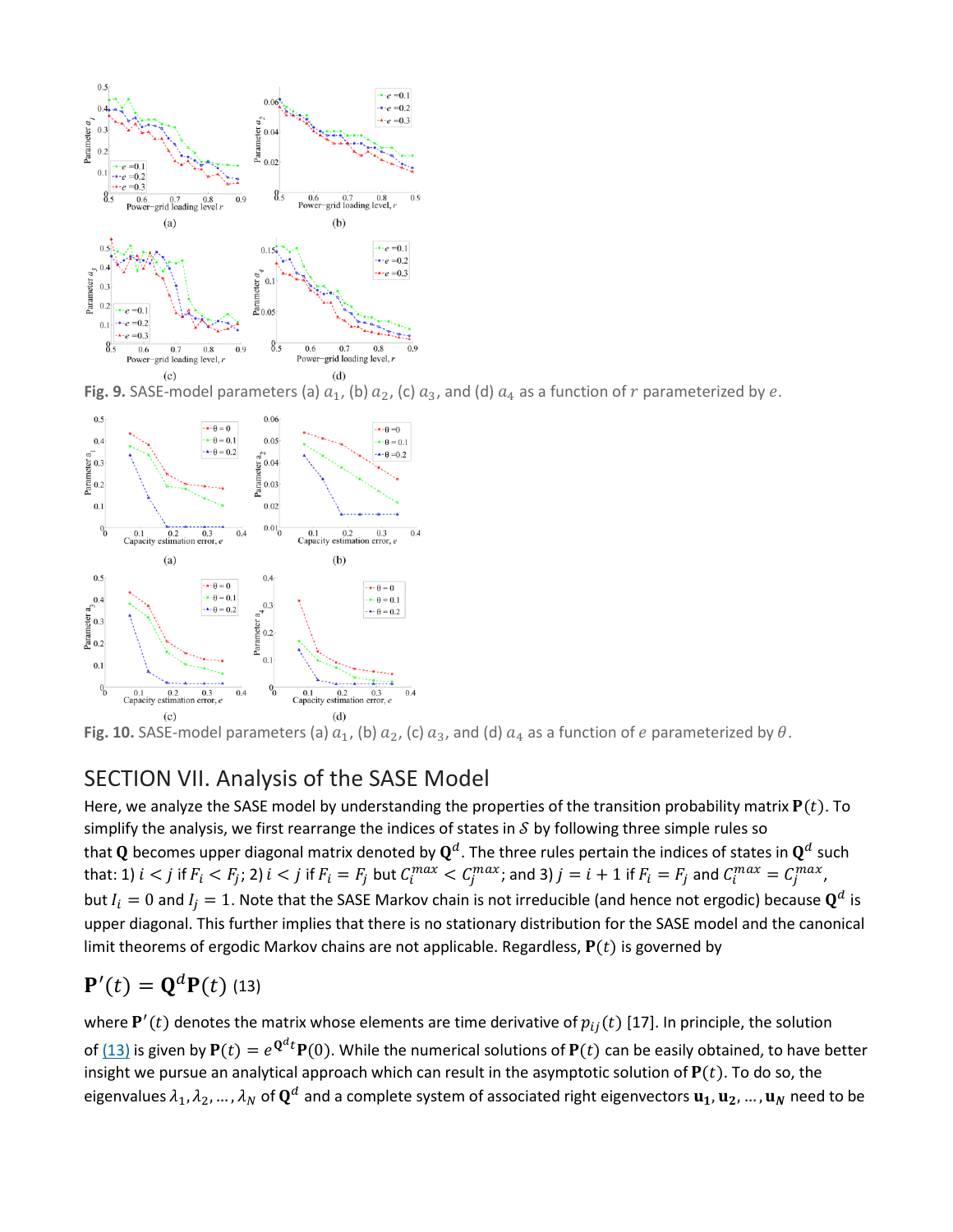Fig. 9. SASE-model parameters (a) $a_1$, (b) $a_2$, (c) $a_3$, and (d) $a_4$ as a function of $r$ parameterized by $e$.

Fig. 10. SASE-model parameters (a) $a_1$, (b) $a_2$, (c) $a_3$, and (d) $a_4$ as a function of $e$ parameterized by $\theta$.

## SECTION VII. Analysis of the SASE Model

Here, we analyze the SASE model by understanding the properties of the transition probability matrix $\mathbf{P}(t)$. To simplify the analysis, we first rearrange the indices of states in $\mathcal{S}$ by following three simple rules so that $\mathbf{Q}$ becomes upper diagonal matrix denoted by $\mathbf{Q}^d$. The three rules pertain the indices of states in $\mathbf{Q}^d$ such that: 1) $i < j$ if $F_i < F_j$; 2) $i < j$ if $F_i = F_j$ but $C_i^{max} < C_j^{max}$; and 3) $j = i + 1$ if $F_i = F_j$ and $C_i^{max} = C_j^{max}$, but $I_i = 0$ and $I_j = 1$. Note that the SASE Markov chain is not irreducible (and hence not ergodic) because $\mathbf{Q}^d$ is upper diagonal. This further implies that there is no stationary distribution for the SASE model and the canonical limit theorems of ergodic Markov chains are not applicable. Regardless, $\mathbf{P}(t)$ is governed by

$$\mathbf{P}'(t) = \mathbf{Q}^d \mathbf{P}(t) \quad (13)$$

where $\mathbf{P}'(t)$ denotes the matrix whose elements are time derivative of $p_{ij}(t)$ [17]. In principle, the solution of (13) is given by $\mathbf{P}(t) = e^{\mathbf{Q}^d t}\mathbf{P}(0)$. While the numerical solutions of $\mathbf{P}(t)$ can be easily obtained, to have better insight we pursue an analytical approach which can result in the asymptotic solution of $\mathbf{P}(t)$. To do so, the eigenvalues $\lambda_1, \lambda_2, \ldots, \lambda_N$ of $\mathbf{Q}^d$ and a complete system of associated right eigenvectors $\mathbf{u_1}, \mathbf{u_2}, \ldots, \mathbf{u_N}$ need to be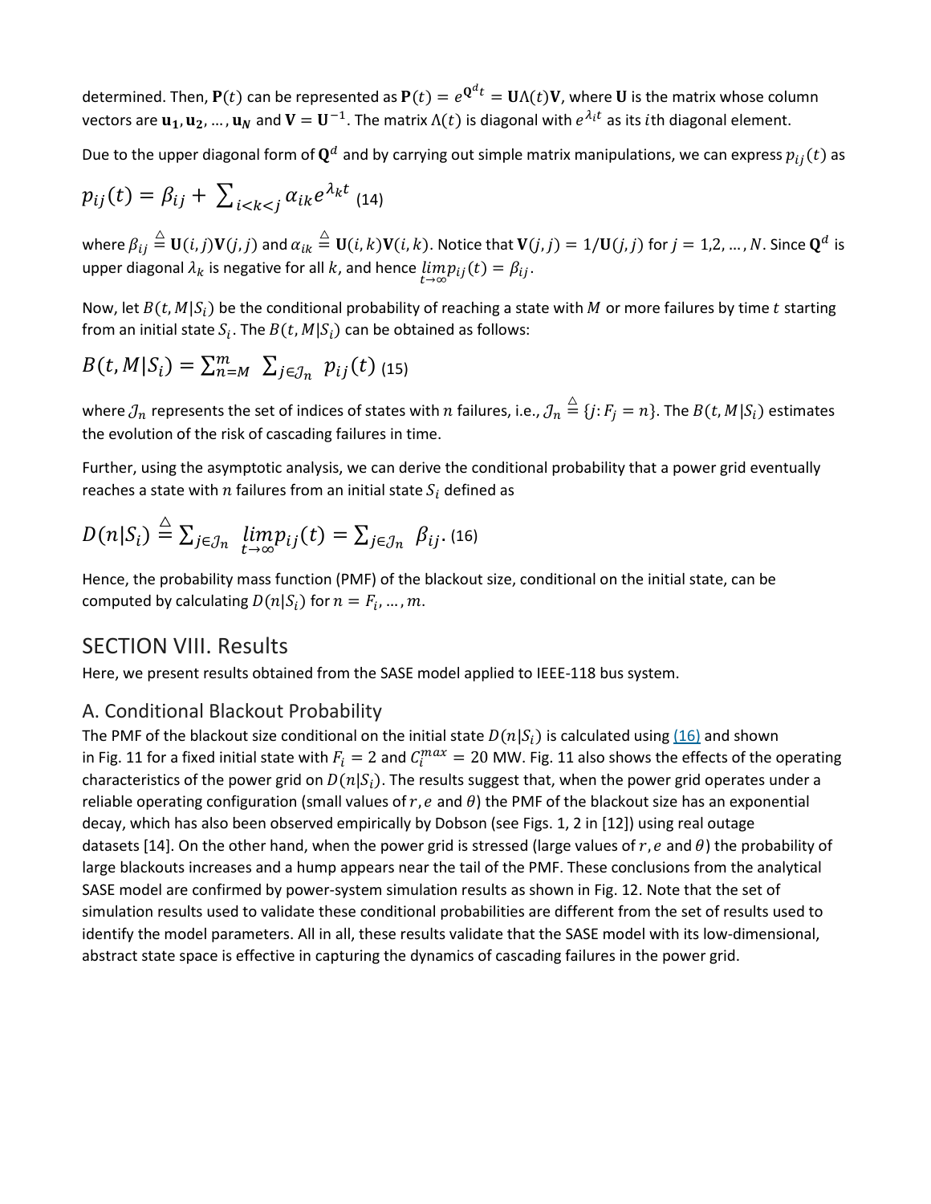determined. Then, $\mathbf{P}(t)$ can be represented as $\mathbf{P}(t) = e^{\mathbf{Q}^d t} = \mathbf{U}\Lambda(t)\mathbf{V}$, where $\mathbf{U}$ is the matrix whose column vectors are $\mathbf{u_1}, \mathbf{u_2}, \ldots, \mathbf{u_N}$ and $\mathbf{V} = \mathbf{U}^{-1}$. The matrix $\Lambda(t)$ is diagonal with $e^{\lambda_i t}$ as its $i$th diagonal element.

Due to the upper diagonal form of $\mathbf{Q}^d$ and by carrying out simple matrix manipulations, we can express $p_{ij}(t)$ as

$$p_{ij}(t) = \beta_{ij} + \sum_{i<k<j} \alpha_{ik} e^{\lambda_k t} \quad (14)$$

where $\beta_{ij} \stackrel{\triangle}{=} \mathbf{U}(i,j)\mathbf{V}(j,j)$ and $\alpha_{ik} \stackrel{\triangle}{=} \mathbf{U}(i,k)\mathbf{V}(i,k)$. Notice that $\mathbf{V}(j,j) = 1/\mathbf{U}(j,j)$ for $j = 1,2, \ldots, N$. Since $\mathbf{Q}^d$ is upper diagonal $\lambda_k$ is negative for all $k$, and hence $\lim_{t\to\infty} p_{ij}(t) = \beta_{ij}$.

Now, let $B(t, M|S_i)$ be the conditional probability of reaching a state with $M$ or more failures by time $t$ starting from an initial state $S_i$. The $B(t, M|S_i)$ can be obtained as follows:

$$B(t, M|S_i) = \sum_{n=M}^{m} \sum_{j\in\mathcal{J}_n} p_{ij}(t) \quad (15)$$

where $\mathcal{J}_n$ represents the set of indices of states with $n$ failures, i.e., $\mathcal{J}_n \stackrel{\triangle}{=} \{j : F_j = n\}$. The $B(t, M|S_i)$ estimates the evolution of the risk of cascading failures in time.

Further, using the asymptotic analysis, we can derive the conditional probability that a power grid eventually reaches a state with $n$ failures from an initial state $S_i$ defined as

$$D(n|S_i) \stackrel{\triangle}{=} \sum_{j\in\mathcal{J}_n} \lim_{t\to\infty} p_{ij}(t) = \sum_{j\in\mathcal{J}_n} \beta_{ij}. \quad (16)$$

Hence, the probability mass function (PMF) of the blackout size, conditional on the initial state, can be computed by calculating $D(n|S_i)$ for $n = F_i, \ldots, m$.

## SECTION VIII. Results

Here, we present results obtained from the SASE model applied to IEEE-118 bus system.

### A. Conditional Blackout Probability

The PMF of the blackout size conditional on the initial state $D(n|S_i)$ is calculated using (16) and shown in Fig. 11 for a fixed initial state with $F_i = 2$ and $C_i^{max} = 20$ MW. Fig. 11 also shows the effects of the operating characteristics of the power grid on $D(n|S_i)$. The results suggest that, when the power grid operates under a reliable operating configuration (small values of $r, e$ and $\theta$) the PMF of the blackout size has an exponential decay, which has also been observed empirically by Dobson (see Figs. 1, 2 in [12]) using real outage datasets [14]. On the other hand, when the power grid is stressed (large values of $r, e$ and $\theta$) the probability of large blackouts increases and a hump appears near the tail of the PMF. These conclusions from the analytical SASE model are confirmed by power-system simulation results as shown in Fig. 12. Note that the set of simulation results used to validate these conditional probabilities are different from the set of results used to identify the model parameters. All in all, these results validate that the SASE model with its low-dimensional, abstract state space is effective in capturing the dynamics of cascading failures in the power grid.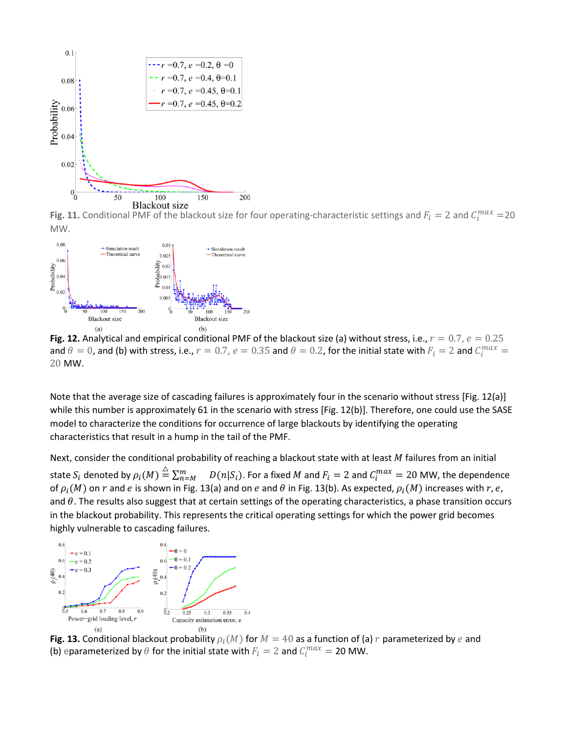**Fig. 11.** Conditional PMF of the blackout size for four operating-characteristic settings and $F_i = 2$ and $C_i^{max} = 20$ MW.

**Fig. 12.** Analytical and empirical conditional PMF of the blackout size (a) without stress, i.e., $r = 0.7$, $e = 0.25$ and $\theta = 0$, and (b) with stress, i.e., $r = 0.7$, $e = 0.35$ and $\theta = 0.2$, for the initial state with $F_i = 2$ and $C_i^{max} = 20$ MW.

Note that the average size of cascading failures is approximately four in the scenario without stress [Fig. 12(a)] while this number is approximately 61 in the scenario with stress [Fig. 12(b)]. Therefore, one could use the SASE model to characterize the conditions for occurrence of large blackouts by identifying the operating characteristics that result in a hump in the tail of the PMF.

Next, consider the conditional probability of reaching a blackout state with at least $M$ failures from an initial state $S_i$ denoted by $\rho_i(M) \triangleq \sum_{n=M}^{m} D(n|S_i)$. For a fixed $M$ and $F_i = 2$ and $C_i^{max} = 20$ MW, the dependence of $\rho_i(M)$ on $r$ and $e$ is shown in Fig. 13(a) and on $e$ and $\theta$ in Fig. 13(b). As expected, $\rho_i(M)$ increases with $r$, $e$, and $\theta$. The results also suggest that at certain settings of the operating characteristics, a phase transition occurs in the blackout probability. This represents the critical operating settings for which the power grid becomes highly vulnerable to cascading failures.

**Fig. 13.** Conditional blackout probability $\rho_i(M)$ for $M = 40$ as a function of (a) $r$ parameterized by $e$ and (b) eparameterized by $\theta$ for the initial state with $F_i = 2$ and $C_i^{max} = 20$ MW.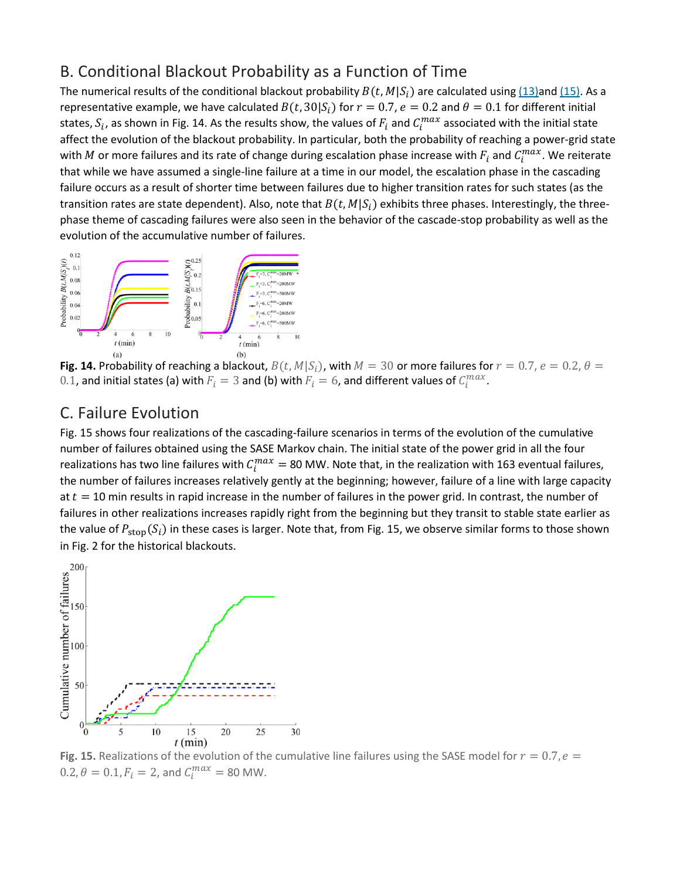## B. Conditional Blackout Probability as a Function of Time

The numerical results of the conditional blackout probability $B(t, M|S_i)$ are calculated using (13)and (15). As a representative example, we have calculated $B(t, 30|S_i)$ for $r = 0.7$, $e = 0.2$ and $\theta = 0.1$ for different initial states, $S_i$, as shown in Fig. 14. As the results show, the values of $F_i$ and $C_i^{max}$ associated with the initial state affect the evolution of the blackout probability. In particular, both the probability of reaching a power-grid state with $M$ or more failures and its rate of change during escalation phase increase with $F_i$ and $C_i^{max}$. We reiterate that while we have assumed a single-line failure at a time in our model, the escalation phase in the cascading failure occurs as a result of shorter time between failures due to higher transition rates for such states (as the transition rates are state dependent). Also, note that $B(t, M|S_i)$ exhibits three phases. Interestingly, the three-phase theme of cascading failures were also seen in the behavior of the cascade-stop probability as well as the evolution of the accumulative number of failures.

**Fig. 14.** Probability of reaching a blackout, $B(t, M|S_i)$, with $M = 30$ or more failures for $r = 0.7$, $e = 0.2$, $\theta = 0.1$, and initial states (a) with $F_i = 3$ and (b) with $F_i = 6$, and different values of $C_i^{max}$.

## C. Failure Evolution

Fig. 15 shows four realizations of the cascading-failure scenarios in terms of the evolution of the cumulative number of failures obtained using the SASE Markov chain. The initial state of the power grid in all the four realizations has two line failures with $C_i^{max} = 80$ MW. Note that, in the realization with 163 eventual failures, the number of failures increases relatively gently at the beginning; however, failure of a line with large capacity at $t = 10$ min results in rapid increase in the number of failures in the power grid. In contrast, the number of failures in other realizations increases rapidly right from the beginning but they transit to stable state earlier as the value of $P_{\text{stop}}(S_i)$ in these cases is larger. Note that, from Fig. 15, we observe similar forms to those shown in Fig. 2 for the historical blackouts.

**Fig. 15.** Realizations of the evolution of the cumulative line failures using the SASE model for $r = 0.7$, $e = 0.2$, $\theta = 0.1$, $F_i = 2$, and $C_i^{max} = 80$ MW.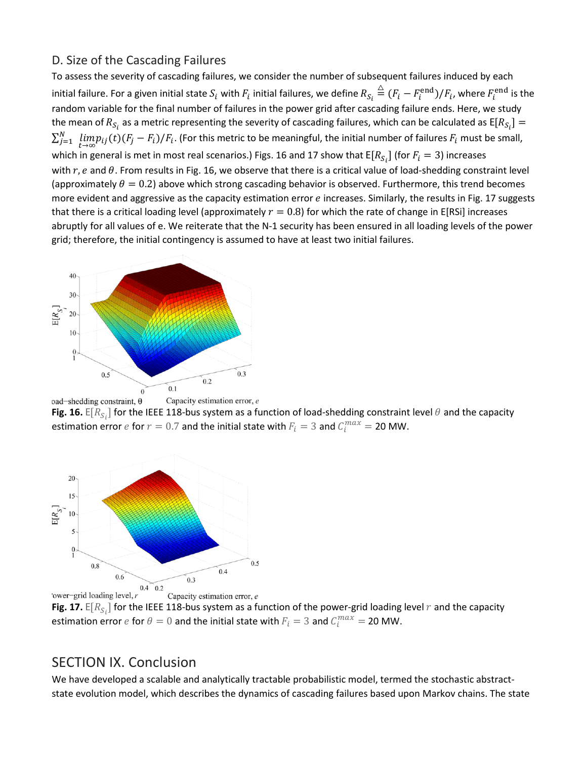### D. Size of the Cascading Failures

To assess the severity of cascading failures, we consider the number of subsequent failures induced by each initial failure. For a given initial state $S_i$ with $F_i$ initial failures, we define $R_{S_i} \triangleq (F_i - F_i^{\text{end}})/F_i$, where $F_i^{\text{end}}$ is the random variable for the final number of failures in the power grid after cascading failure ends. Here, we study the mean of $R_{S_i}$ as a metric representing the severity of cascading failures, which can be calculated as $\text{E}[R_{S_i}] = \sum_{j=1}^{N} \lim_{t\to\infty} p_{ij}(t)(F_j - F_i)/F_i$. (For this metric to be meaningful, the initial number of failures $F_i$ must be small, which in general is met in most real scenarios.) Figs. 16 and 17 show that $\text{E}[R_{S_i}]$ (for $F_i = 3$) increases with $r$, $e$ and $\theta$. From results in Fig. 16, we observe that there is a critical value of load-shedding constraint level (approximately $\theta = 0.2$) above which strong cascading behavior is observed. Furthermore, this trend becomes more evident and aggressive as the capacity estimation error $e$ increases. Similarly, the results in Fig. 17 suggests that there is a critical loading level (approximately $r = 0.8$) for which the rate of change in E[RSi] increases abruptly for all values of e. We reiterate that the N-1 security has been ensured in all loading levels of the power grid; therefore, the initial contingency is assumed to have at least two initial failures.

**Fig. 16.** $\text{E}[R_{S_i}]$ for the IEEE 118-bus system as a function of load-shedding constraint level $\theta$ and the capacity estimation error $e$ for $r = 0.7$ and the initial state with $F_i = 3$ and $C_i^{max} = 20$ MW.

**Fig. 17.** $\text{E}[R_{S_i}]$ for the IEEE 118-bus system as a function of the power-grid loading level $r$ and the capacity estimation error $e$ for $\theta = 0$ and the initial state with $F_i = 3$ and $C_i^{max} = 20$ MW.

## SECTION IX. Conclusion

We have developed a scalable and analytically tractable probabilistic model, termed the stochastic abstract-state evolution model, which describes the dynamics of cascading failures based upon Markov chains. The state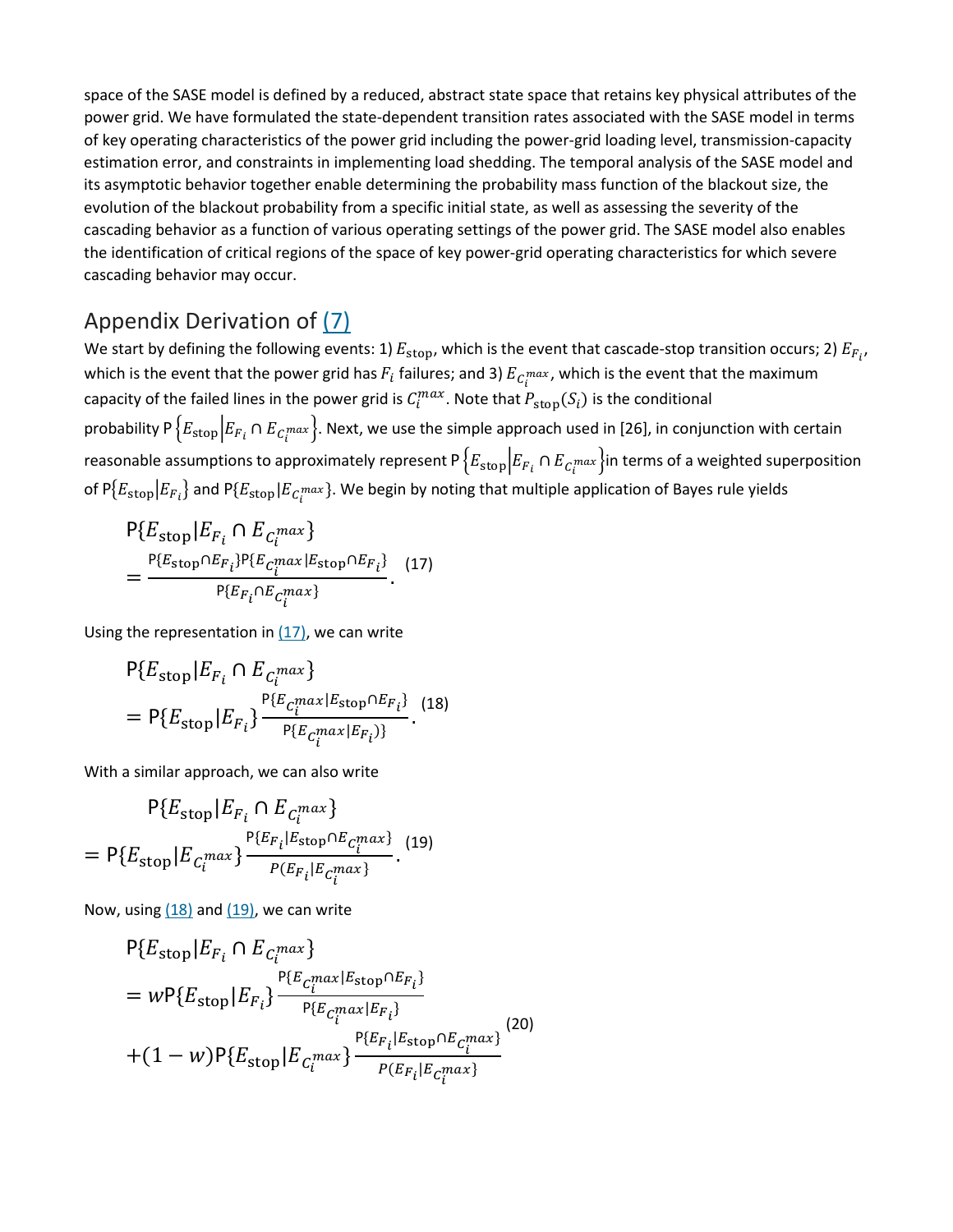space of the SASE model is defined by a reduced, abstract state space that retains key physical attributes of the power grid. We have formulated the state-dependent transition rates associated with the SASE model in terms of key operating characteristics of the power grid including the power-grid loading level, transmission-capacity estimation error, and constraints in implementing load shedding. The temporal analysis of the SASE model and its asymptotic behavior together enable determining the probability mass function of the blackout size, the evolution of the blackout probability from a specific initial state, as well as assessing the severity of the cascading behavior as a function of various operating settings of the power grid. The SASE model also enables the identification of critical regions of the space of key power-grid operating characteristics for which severe cascading behavior may occur.

## Appendix Derivation of (7)

We start by defining the following events: 1) $E_{\text{stop}}$, which is the event that cascade-stop transition occurs; 2) $E_{F_i}$, which is the event that the power grid has $F_i$ failures; and 3) $E_{C_i^{max}}$, which is the event that the maximum capacity of the failed lines in the power grid is $C_i^{max}$. Note that $P_{\text{stop}}(S_i)$ is the conditional probability $\mathsf{P}\left\{E_{\text{stop}}\middle|E_{F_i} \cap E_{C_i^{max}}\right\}$. Next, we use the simple approach used in [26], in conjunction with certain reasonable assumptions to approximately represent $\mathsf{P}\left\{E_{\text{stop}}\middle|E_{F_i} \cap E_{C_i^{max}}\right\}$in terms of a weighted superposition of $\mathsf{P}\{E_{\text{stop}}|E_{F_i}\}$ and $\mathsf{P}\{E_{\text{stop}}|E_{C_i^{max}}\}$. We begin by noting that multiple application of Bayes rule yields

$$\mathsf{P}\{E_{\text{stop}}|E_{F_i} \cap E_{C_i^{max}}\} = \frac{\mathsf{P}\{E_{\text{stop}} \cap E_{F_i}\}\mathsf{P}\{E_{C_i^{max}}|E_{\text{stop}} \cap E_{F_i}\}}{\mathsf{P}\{E_{F_i} \cap E_{C_i^{max}}\}}. \quad (17)$$

Using the representation in (17), we can write

$$\mathsf{P}\{E_{\text{stop}}|E_{F_i} \cap E_{C_i^{max}}\} = \mathsf{P}\{E_{\text{stop}}|E_{F_i}\}\frac{\mathsf{P}\{E_{C_i^{max}}|E_{\text{stop}} \cap E_{F_i}\}}{\mathsf{P}\{E_{C_i^{max}}|E_{F_i})\}}. \quad (18)$$

With a similar approach, we can also write

$$\mathsf{P}\{E_{\text{stop}}|E_{F_i} \cap E_{C_i^{max}}\} = \mathsf{P}\{E_{\text{stop}}|E_{C_i^{max}}\}\frac{\mathsf{P}\{E_{F_i}|E_{\text{stop}} \cap E_{C_i^{max}}\}}{P(E_{F_i}|E_{C_i^{max}}\}}. \quad (19)$$

Now, using (18) and (19), we can write

$$\begin{aligned}\mathsf{P}\{E_{\text{stop}}|E_{F_i} \cap E_{C_i^{max}}\} &= w\mathsf{P}\{E_{\text{stop}}|E_{F_i}\}\frac{\mathsf{P}\{E_{C_i^{max}}|E_{\text{stop}} \cap E_{F_i}\}}{\mathsf{P}\{E_{C_i^{max}}|E_{F_i}\}} \\ &+(1-w)\mathsf{P}\{E_{\text{stop}}|E_{C_i^{max}}\}\frac{\mathsf{P}\{E_{F_i}|E_{\text{stop}} \cap E_{C_i^{max}}\}}{P(E_{F_i}|E_{C_i^{max}}\}}\end{aligned} \quad (20)$$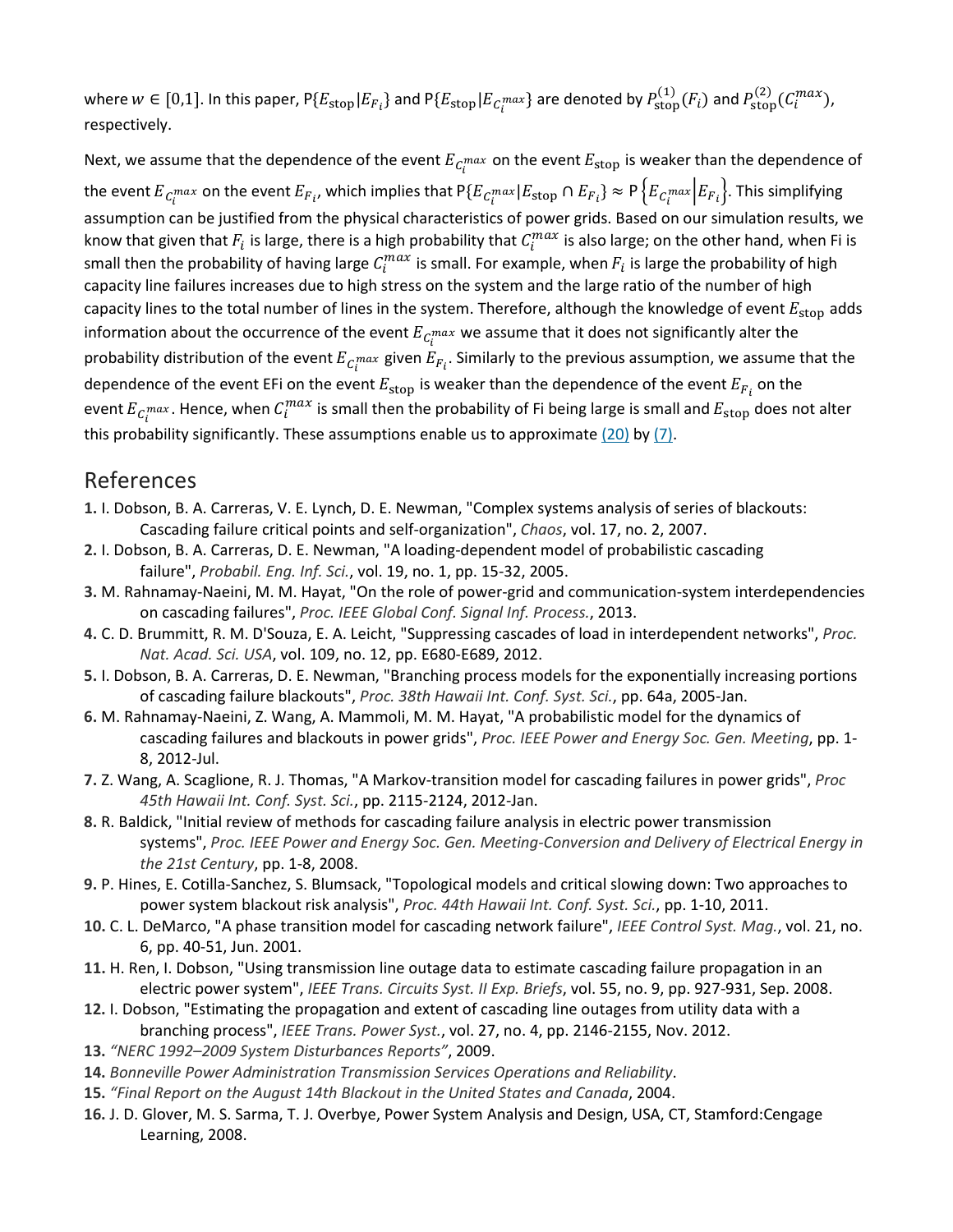where $w \in [0,1]$. In this paper, $\mathrm{P}\{E_{\text{stop}}|E_{F_i}\}$ and $\mathrm{P}\{E_{\text{stop}}|E_{C_i^{max}}\}$ are denoted by $P_{\text{stop}}^{(1)}(F_i)$ and $P_{\text{stop}}^{(2)}(C_i^{max})$, respectively.

Next, we assume that the dependence of the event $E_{C_i^{max}}$ on the event $E_{\text{stop}}$ is weaker than the dependence of the event $E_{C_i^{max}}$ on the event $E_{F_i}$, which implies that $\mathrm{P}\{E_{C_i^{max}}|E_{\text{stop}} \cap E_{F_i}\} \approx \mathrm{P}\left\{E_{C_i^{max}}\middle|E_{F_i}\right\}$. This simplifying assumption can be justified from the physical characteristics of power grids. Based on our simulation results, we know that given that $F_i$ is large, there is a high probability that $C_i^{max}$ is also large; on the other hand, when Fi is small then the probability of having large $C_i^{max}$ is small. For example, when $F_i$ is large the probability of high capacity line failures increases due to high stress on the system and the large ratio of the number of high capacity lines to the total number of lines in the system. Therefore, although the knowledge of event $E_{\text{stop}}$ adds information about the occurrence of the event $E_{C_i^{max}}$ we assume that it does not significantly alter the probability distribution of the event $E_{C_i^{max}}$ given $E_{F_i}$. Similarly to the previous assumption, we assume that the dependence of the event EFi on the event $E_{\text{stop}}$ is weaker than the dependence of the event $E_{F_i}$ on the event $E_{C_i^{max}}$. Hence, when $C_i^{max}$ is small then the probability of Fi being large is small and $E_{\text{stop}}$ does not alter this probability significantly. These assumptions enable us to approximate (20) by (7).

## References

1. I. Dobson, B. A. Carreras, V. E. Lynch, D. E. Newman, "Complex systems analysis of series of blackouts: Cascading failure critical points and self-organization", *Chaos*, vol. 17, no. 2, 2007.
2. I. Dobson, B. A. Carreras, D. E. Newman, "A loading-dependent model of probabilistic cascading failure", *Probabil. Eng. Inf. Sci.*, vol. 19, no. 1, pp. 15-32, 2005.
3. M. Rahnamay-Naeini, M. M. Hayat, "On the role of power-grid and communication-system interdependencies on cascading failures", *Proc. IEEE Global Conf. Signal Inf. Process.*, 2013.
4. C. D. Brummitt, R. M. D'Souza, E. A. Leicht, "Suppressing cascades of load in interdependent networks", *Proc. Nat. Acad. Sci. USA*, vol. 109, no. 12, pp. E680-E689, 2012.
5. I. Dobson, B. A. Carreras, D. E. Newman, "Branching process models for the exponentially increasing portions of cascading failure blackouts", *Proc. 38th Hawaii Int. Conf. Syst. Sci.*, pp. 64a, 2005-Jan.
6. M. Rahnamay-Naeini, Z. Wang, A. Mammoli, M. M. Hayat, "A probabilistic model for the dynamics of cascading failures and blackouts in power grids", *Proc. IEEE Power and Energy Soc. Gen. Meeting*, pp. 1-8, 2012-Jul.
7. Z. Wang, A. Scaglione, R. J. Thomas, "A Markov-transition model for cascading failures in power grids", *Proc 45th Hawaii Int. Conf. Syst. Sci.*, pp. 2115-2124, 2012-Jan.
8. R. Baldick, "Initial review of methods for cascading failure analysis in electric power transmission systems", *Proc. IEEE Power and Energy Soc. Gen. Meeting-Conversion and Delivery of Electrical Energy in the 21st Century*, pp. 1-8, 2008.
9. P. Hines, E. Cotilla-Sanchez, S. Blumsack, "Topological models and critical slowing down: Two approaches to power system blackout risk analysis", *Proc. 44th Hawaii Int. Conf. Syst. Sci.*, pp. 1-10, 2011.
10. C. L. DeMarco, "A phase transition model for cascading network failure", *IEEE Control Syst. Mag.*, vol. 21, no. 6, pp. 40-51, Jun. 2001.
11. H. Ren, I. Dobson, "Using transmission line outage data to estimate cascading failure propagation in an electric power system", *IEEE Trans. Circuits Syst. II Exp. Briefs*, vol. 55, no. 9, pp. 927-931, Sep. 2008.
12. I. Dobson, "Estimating the propagation and extent of cascading line outages from utility data with a branching process", *IEEE Trans. Power Syst.*, vol. 27, no. 4, pp. 2146-2155, Nov. 2012.
13. *"NERC 1992–2009 System Disturbances Reports"*, 2009.
14. *Bonneville Power Administration Transmission Services Operations and Reliability*.
15. *"Final Report on the August 14th Blackout in the United States and Canada*, 2004.
16. J. D. Glover, M. S. Sarma, T. J. Overbye, Power System Analysis and Design, USA, CT, Stamford:Cengage Learning, 2008.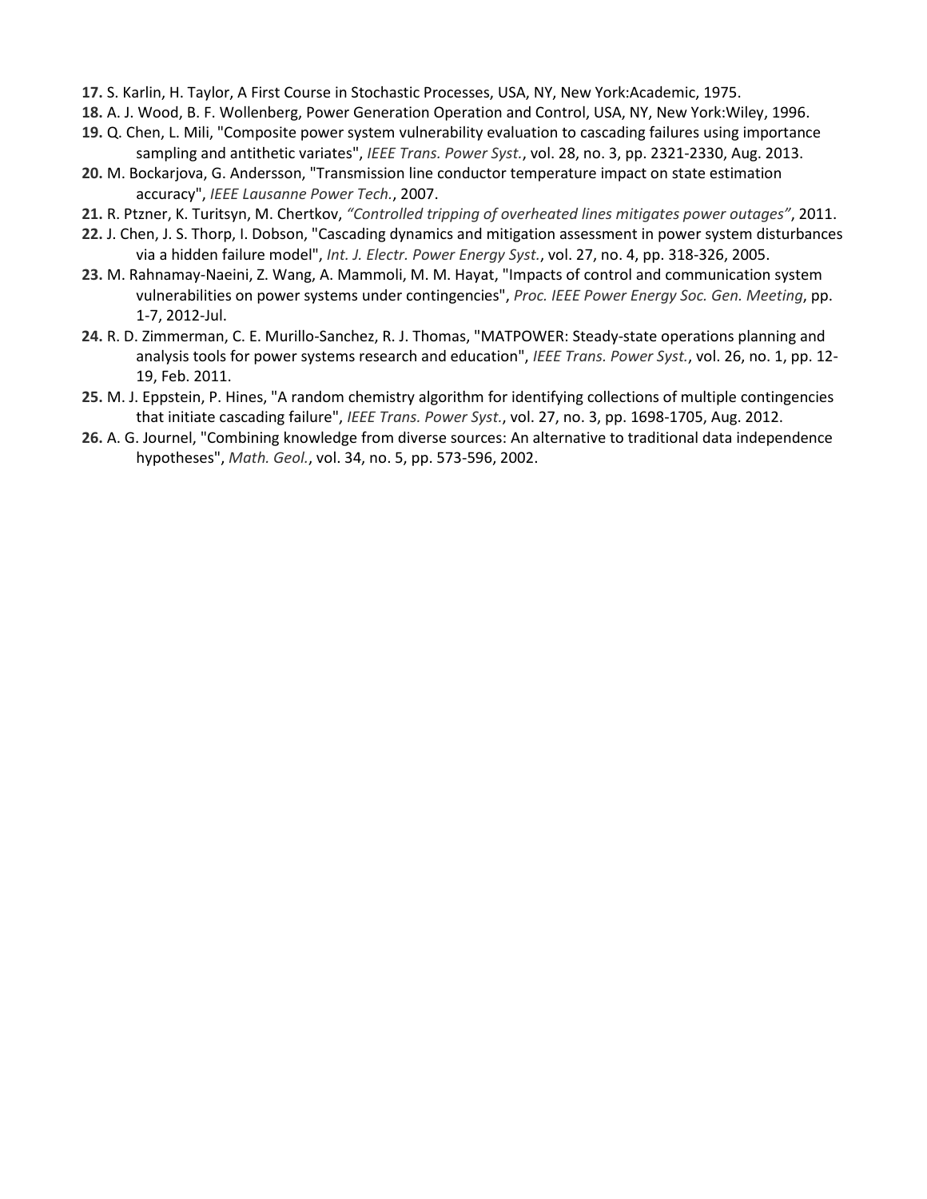**17.** S. Karlin, H. Taylor, A First Course in Stochastic Processes, USA, NY, New York:Academic, 1975.

**18.** A. J. Wood, B. F. Wollenberg, Power Generation Operation and Control, USA, NY, New York:Wiley, 1996.

**19.** Q. Chen, L. Mili, "Composite power system vulnerability evaluation to cascading failures using importance sampling and antithetic variates", *IEEE Trans. Power Syst.*, vol. 28, no. 3, pp. 2321-2330, Aug. 2013.

**20.** M. Bockarjova, G. Andersson, "Transmission line conductor temperature impact on state estimation accuracy", *IEEE Lausanne Power Tech.*, 2007.

**21.** R. Ptzner, K. Turitsyn, M. Chertkov, *"Controlled tripping of overheated lines mitigates power outages"*, 2011.

**22.** J. Chen, J. S. Thorp, I. Dobson, "Cascading dynamics and mitigation assessment in power system disturbances via a hidden failure model", *Int. J. Electr. Power Energy Syst.*, vol. 27, no. 4, pp. 318-326, 2005.

**23.** M. Rahnamay-Naeini, Z. Wang, A. Mammoli, M. M. Hayat, "Impacts of control and communication system vulnerabilities on power systems under contingencies", *Proc. IEEE Power Energy Soc. Gen. Meeting*, pp. 1-7, 2012-Jul.

**24.** R. D. Zimmerman, C. E. Murillo-Sanchez, R. J. Thomas, "MATPOWER: Steady-state operations planning and analysis tools for power systems research and education", *IEEE Trans. Power Syst.*, vol. 26, no. 1, pp. 12-19, Feb. 2011.

**25.** M. J. Eppstein, P. Hines, "A random chemistry algorithm for identifying collections of multiple contingencies that initiate cascading failure", *IEEE Trans. Power Syst.*, vol. 27, no. 3, pp. 1698-1705, Aug. 2012.

**26.** A. G. Journel, "Combining knowledge from diverse sources: An alternative to traditional data independence hypotheses", *Math. Geol.*, vol. 34, no. 5, pp. 573-596, 2002.